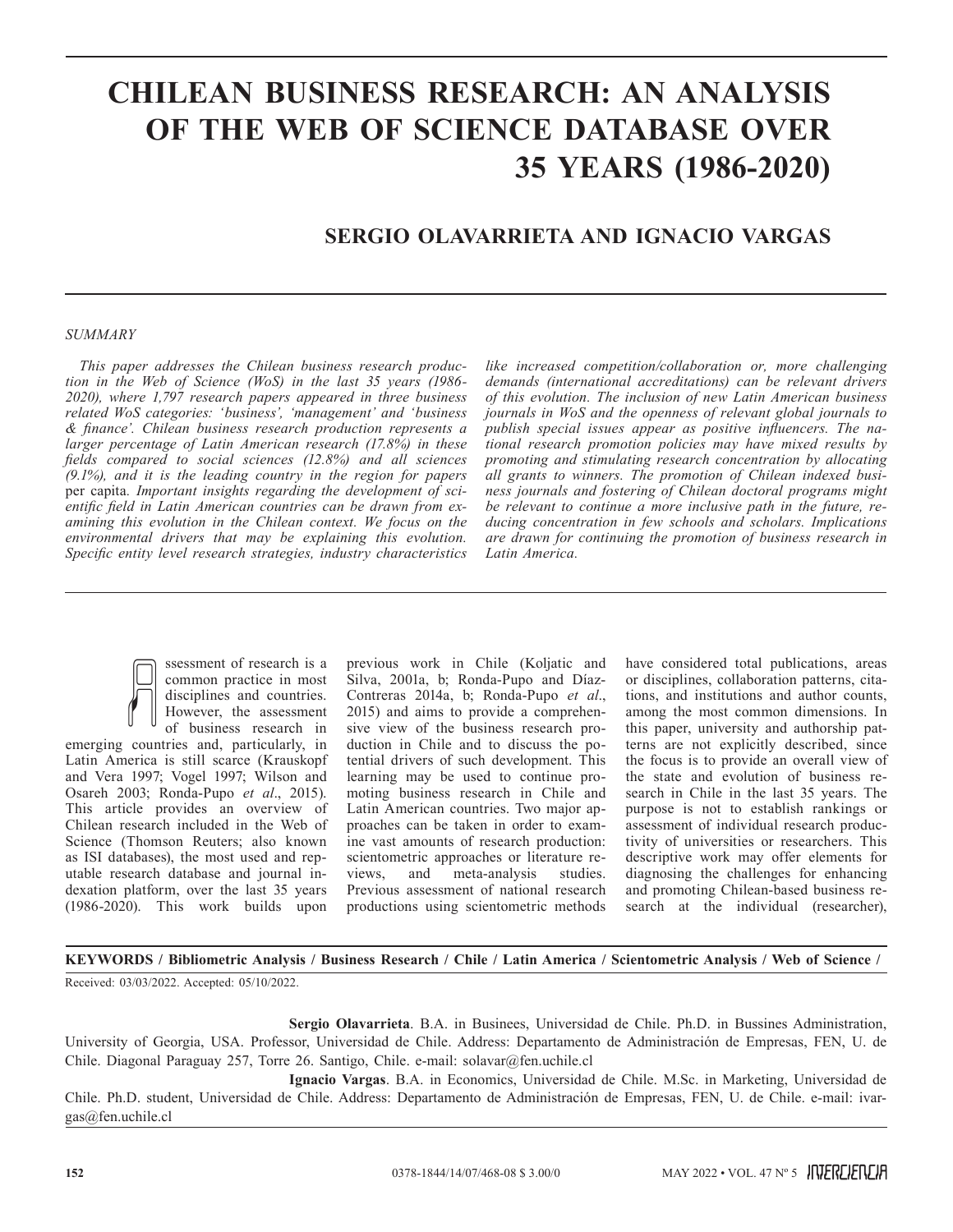# CHILEAN BUSINESS RESEARCH: AN ANALYSIS OF THE WEB OF SCIENCE DATABASE OVER 35 YEARS (1986-2020)

## SERGIO OLAVARRIETA AND IGNACIO VARGAS

### SUMMARY

*This paper addresses the Chilean business research production in the Web of Science (WoS) in the last 35 years (1986-2020), where 1,797 research papers appeared in three business related WoS categories: 'business', 'management' and 'business & finance'. Chilean business research production represents a larger percentage of Latin American research (17.8%) in these fields compared to social sciences (12.8%) and all sciences (9.1%), and it is the leading country in the region for papers* per capita*. Important insights regarding the development of scientific field in Latin American countries can be drawn from examining this evolution in the Chilean context. We focus on the environmental drivers that may be explaining this evolution. Specific entity level research strategies, industry characteristics like increased competition/collaboration or, more challenging demands (international accreditations) can be relevant drivers of this evolution. The inclusion of new Latin American business journals in WoS and the openness of relevant global journals to publish special issues appear as positive influencers. The national research promotion policies may have mixed results by promoting and stimulating research concentration by allocating all grants to winners. The promotion of Chilean indexed business journals and fostering of Chilean doctoral programs might be relevant to continue a more inclusive path in the future, reducing concentration in few schools and scholars. Implications are drawn for continuing the promotion of business research in Latin America.*

Assessment of research is a common practice in most disciplines and countries. However, the assessment of business research in emerging countries and, particularly, in Latin America is still scarce (Krauskopf and Vera 1997; Vogel 1997; Wilson and Osareh 2003; Ronda-Pupo *et al*., 2015). This article provides an overview of Chilean research included in the Web of Science (Thomson Reuters; also known as ISI databases), the most used and reputable research database and journal indexation platform, over the last 35 years (1986-2020). This work builds upon previous work in Chile (Koljatic and Silva, 2001a, b; Ronda-Pupo and Díaz-Contreras 2014a, b; Ronda-Pupo *et al*., 2015) and aims to provide a comprehensive view of the business research production in Chile and to discuss the potential drivers of such development. This learning may be used to continue promoting business research in Chile and Latin American countries. Two major approaches can be taken in order to examine vast amounts of research production: scientometric approaches or literature reviews, and meta-analysis studies. Previous assessment of national research productions using scientometric methods have considered total publications, areas or disciplines, collaboration patterns, citations, and institutions and author counts, among the most common dimensions. In this paper, university and authorship patterns are not explicitly described, since the focus is to provide an overall view of the state and evolution of business research in Chile in the last 35 years. The purpose is not to establish rankings or assessment of individual research productivity of universities or researchers. This descriptive work may offer elements for diagnosing the challenges for enhancing and promoting Chilean-based business research at the individual (researcher),

**KEYWORDS / Bibliometric Analysis / Business Research / Chile / Latin America / Scientometric Analysis / Web of Science /**

Received: 03/03/2022. Accepted: 05/10/2022.

**Sergio Olavarrieta**. B.A. in Businees, Universidad de Chile. Ph.D. in Bussines Administration, University of Georgia, USA. Professor, Universidad de Chile. Address: Departamento de Administración de Empresas, FEN, U. de Chile. Diagonal Paraguay 257, Torre 26. Santigo, Chile. e-mail: solavar@fen.uchile.cl

**Ignacio Vargas**. B.A. in Economics, Universidad de Chile. M.Sc. in Marketing, Universidad de Chile. Ph.D. student, Universidad de Chile. Address: Departamento de Administración de Empresas, FEN, U. de Chile. e-mail: ivargas@fen.uchile.cl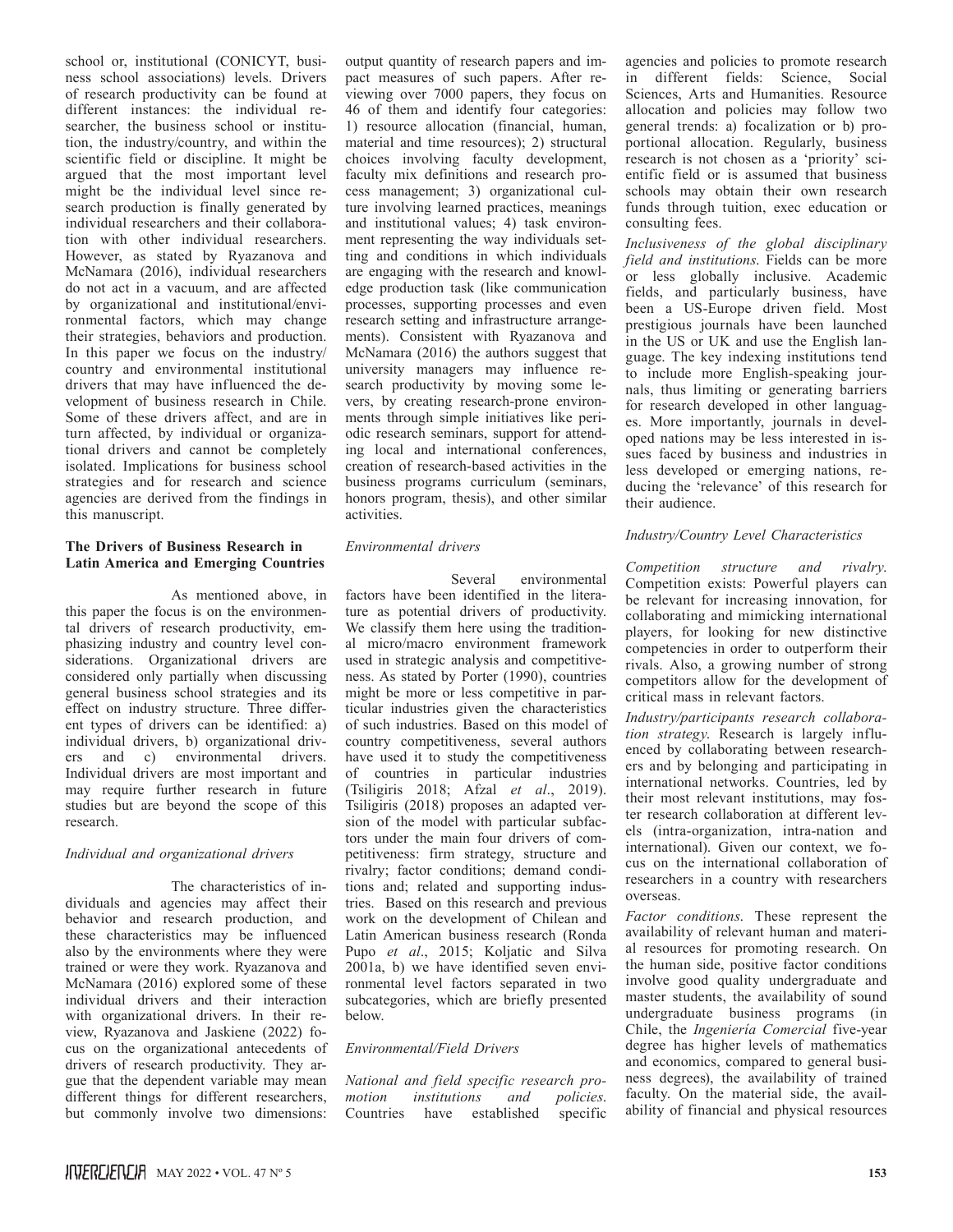school or, institutional (CONICYT, business school associations) levels. Drivers of research productivity can be found at different instances: the individual researcher, the business school or institution, the industry/country, and within the scientific field or discipline. It might be argued that the most important level might be the individual level since research production is finally generated by individual researchers and their collaboration with other individual researchers. However, as stated by Ryazanova and McNamara (2016), individual researchers do not act in a vacuum, and are affected by organizational and institutional/environmental factors, which may change their strategies, behaviors and production. In this paper we focus on the industry/country and environmental institutional drivers that may have influenced the development of business research in Chile. Some of these drivers affect, and are in turn affected, by individual or organizational drivers and cannot be completely isolated. Implications for business school strategies and for research and science agencies are derived from the findings in this manuscript.

### The Drivers of Business Research in Latin America and Emerging Countries

As mentioned above, in this paper the focus is on the environmental drivers of research productivity, emphasizing industry and country level considerations. Organizational drivers are considered only partially when discussing general business school strategies and its effect on industry structure. Three different types of drivers can be identified: a) individual drivers, b) organizational drivers and c) environmental drivers. Individual drivers are most important and may require further research in future studies but are beyond the scope of this research.

#### *Individual and organizational drivers*

The characteristics of individuals and agencies may affect their behavior and research production, and these characteristics may be influenced also by the environments where they were trained or were they work. Ryazanova and McNamara (2016) explored some of these individual drivers and their interaction with organizational drivers. In their review, Ryazanova and Jaskiene (2022) focus on the organizational antecedents of drivers of research productivity. They argue that the dependent variable may mean different things for different researchers, but commonly involve two dimensions: output quantity of research papers and impact measures of such papers. After reviewing over 7000 papers, they focus on 46 of them and identify four categories: 1) resource allocation (financial, human, material and time resources); 2) structural choices involving faculty development, faculty mix definitions and research process management; 3) organizational culture involving learned practices, meanings and institutional values; 4) task environment representing the way individuals setting and conditions in which individuals are engaging with the research and knowledge production task (like communication processes, supporting processes and even research setting and infrastructure arrangements). Consistent with Ryazanova and McNamara (2016) the authors suggest that university managers may influence research productivity by moving some levers, by creating research-prone environments through simple initiatives like periodic research seminars, support for attending local and international conferences, creation of research-based activities in the business programs curriculum (seminars, honors program, thesis), and other similar activities.

#### *Environmental drivers*

Several environmental factors have been identified in the literature as potential drivers of productivity. We classify them here using the traditional micro/macro environment framework used in strategic analysis and competitiveness. As stated by Porter (1990), countries might be more or less competitive in particular industries given the characteristics of such industries. Based on this model of country competitiveness, several authors have used it to study the competitiveness of countries in particular industries (Tsiligiris 2018; Afzal *et al*., 2019). Tsiligiris (2018) proposes an adapted version of the model with particular subfactors under the main four drivers of competitiveness: firm strategy, structure and rivalry; factor conditions; demand conditions and; related and supporting industries. Based on this research and previous work on the development of Chilean and Latin American business research (Ronda Pupo *et al*., 2015; Koljatic and Silva 2001a, b) we have identified seven environmental level factors separated in two subcategories, which are briefly presented below.

#### *Environmental/Field Drivers*

*National and field specific research promotion institutions and policies*. Countries have established specific agencies and policies to promote research in different fields: Science, Social Sciences, Arts and Humanities. Resource allocation and policies may follow two general trends: a) focalization or b) proportional allocation. Regularly, business research is not chosen as a 'priority' scientific field or is assumed that business schools may obtain their own research funds through tuition, exec education or consulting fees.

*Inclusiveness of the global disciplinary field and institutions*. Fields can be more or less globally inclusive. Academic fields, and particularly business, have been a US-Europe driven field. Most prestigious journals have been launched in the US or UK and use the English language. The key indexing institutions tend to include more English-speaking journals, thus limiting or generating barriers for research developed in other languages. More importantly, journals in developed nations may be less interested in issues faced by business and industries in less developed or emerging nations, reducing the 'relevance' of this research for their audience.

#### *Industry/Country Level Characteristics*

*Competition structure and rivalry*. Competition exists: Powerful players can be relevant for increasing innovation, for collaborating and mimicking international players, for looking for new distinctive competencies in order to outperform their rivals. Also, a growing number of strong competitors allow for the development of critical mass in relevant factors.

*Industry/participants research collaboration strategy*. Research is largely influenced by collaborating between researchers and by belonging and participating in international networks. Countries, led by their most relevant institutions, may foster research collaboration at different levels (intra-organization, intra-nation and international). Given our context, we focus on the international collaboration of researchers in a country with researchers overseas.

*Factor conditions*. These represent the availability of relevant human and material resources for promoting research. On the human side, positive factor conditions involve good quality undergraduate and master students, the availability of sound undergraduate business programs (in Chile, the *Ingeniería Comercial* five-year degree has higher levels of mathematics and economics, compared to general business degrees), the availability of trained faculty. On the material side, the availability of financial and physical resources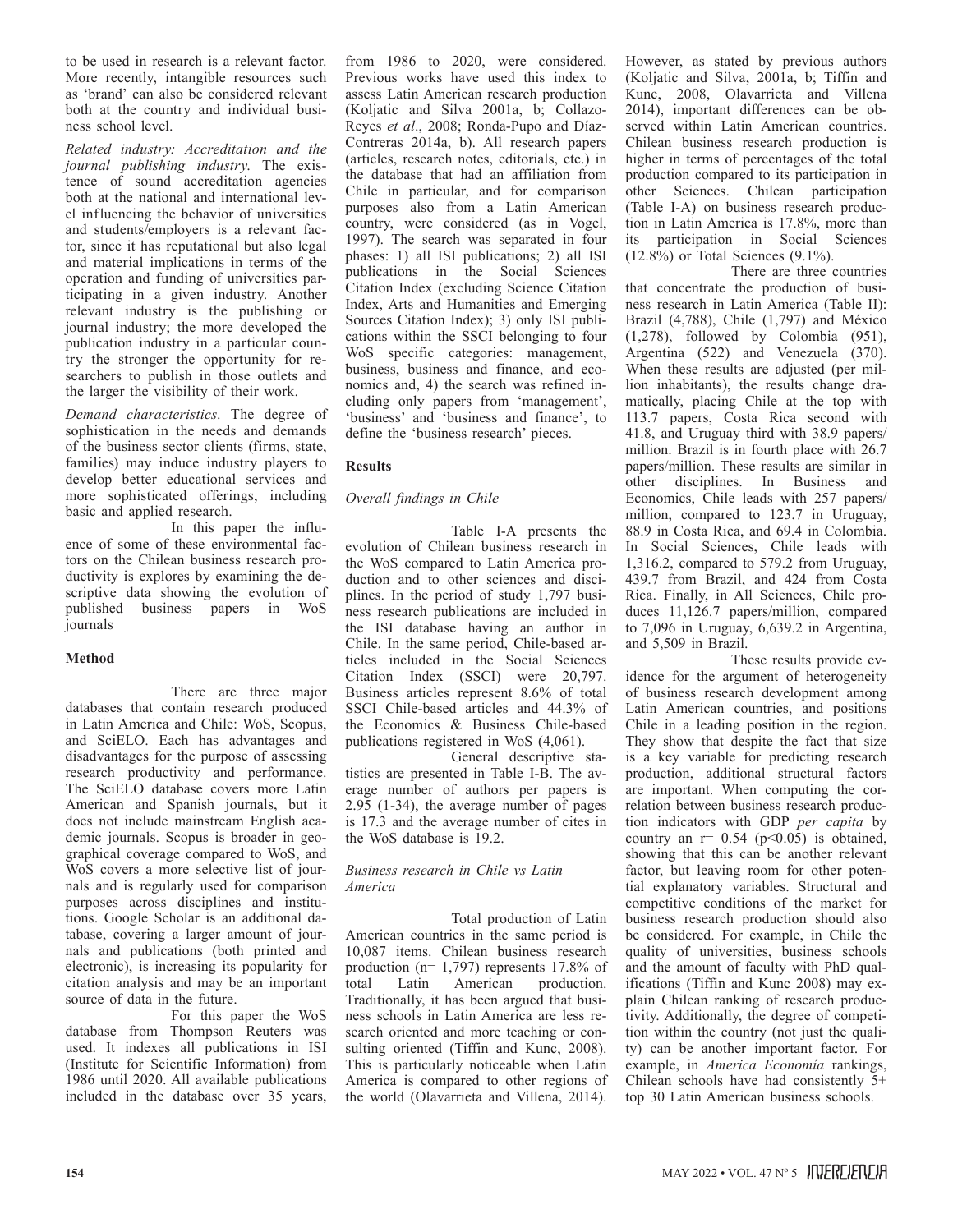to be used in research is a relevant factor. More recently, intangible resources such as 'brand' can also be considered relevant both at the country and individual business school level.

*Related industry: Accreditation and the journal publishing industry.* The existence of sound accreditation agencies both at the national and international level influencing the behavior of universities and students/employers is a relevant factor, since it has reputational but also legal and material implications in terms of the operation and funding of universities participating in a given industry. Another relevant industry is the publishing or journal industry; the more developed the publication industry in a particular country the stronger the opportunity for researchers to publish in those outlets and the larger the visibility of their work.

*Demand characteristics*. The degree of sophistication in the needs and demands of the business sector clients (firms, state, families) may induce industry players to develop better educational services and more sophisticated offerings, including basic and applied research.

In this paper the influence of some of these environmental factors on the Chilean business research productivity is explores by examining the descriptive data showing the evolution of published business papers in WoS journals

## Method

There are three major databases that contain research produced in Latin America and Chile: WoS, Scopus, and SciELO. Each has advantages and disadvantages for the purpose of assessing research productivity and performance. The SciELO database covers more Latin American and Spanish journals, but it does not include mainstream English academic journals. Scopus is broader in geographical coverage compared to WoS, and WoS covers a more selective list of journals and is regularly used for comparison purposes across disciplines and institutions. Google Scholar is an additional database, covering a larger amount of journals and publications (both printed and electronic), is increasing its popularity for citation analysis and may be an important source of data in the future.

For this paper the WoS database from Thompson Reuters was used. It indexes all publications in ISI (Institute for Scientific Information) from 1986 until 2020. All available publications included in the database over 35 years, from 1986 to 2020, were considered. Previous works have used this index to assess Latin American research production (Koljatic and Silva 2001a, b; Collazo-Reyes *et al*., 2008; Ronda-Pupo and Díaz-Contreras 2014a, b). All research papers (articles, research notes, editorials, etc.) in the database that had an affiliation from Chile in particular, and for comparison purposes also from a Latin American country, were considered (as in Vogel, 1997). The search was separated in four phases: 1) all ISI publications; 2) all ISI publications in the Social Sciences Citation Index (excluding Science Citation Index, Arts and Humanities and Emerging Sources Citation Index); 3) only ISI publications within the SSCI belonging to four WoS specific categories: management, business, business and finance, and economics and, 4) the search was refined including only papers from 'management', 'business' and 'business and finance', to define the 'business research' pieces.

## Results

### *Overall findings in Chile*

Table I-A presents the evolution of Chilean business research in the WoS compared to Latin America production and to other sciences and disciplines. In the period of study 1,797 business research publications are included in the ISI database having an author in Chile. In the same period, Chile-based articles included in the Social Sciences Citation Index (SSCI) were 20,797. Business articles represent 8.6% of total SSCI Chile-based articles and 44.3% of the Economics & Business Chile-based publications registered in WoS (4,061).

General descriptive statistics are presented in Table I-B. The average number of authors per papers is 2.95 (1-34), the average number of pages is 17.3 and the average number of cites in the WoS database is 19.2.

### *Business research in Chile vs Latin America*

Total production of Latin American countries in the same period is 10,087 items. Chilean business research production (n= 1,797) represents 17.8% of total Latin American production. Traditionally, it has been argued that business schools in Latin America are less research oriented and more teaching or consulting oriented (Tiffin and Kunc, 2008). This is particularly noticeable when Latin America is compared to other regions of the world (Olavarrieta and Villena, 2014). However, as stated by previous authors (Koljatic and Silva, 2001a, b; Tiffin and Kunc, 2008, Olavarrieta and Villena 2014), important differences can be observed within Latin American countries. Chilean business research production is higher in terms of percentages of the total production compared to its participation in other Sciences. Chilean participation (Table I-A) on business research production in Latin America is 17.8%, more than its participation in Social Sciences (12.8%) or Total Sciences (9.1%).

There are three countries that concentrate the production of business research in Latin America (Table II): Brazil (4,788), Chile (1,797) and México (1,278), followed by Colombia (951), Argentina (522) and Venezuela (370). When these results are adjusted (per million inhabitants), the results change dramatically, placing Chile at the top with 113.7 papers, Costa Rica second with 41.8, and Uruguay third with 38.9 papers/million. Brazil is in fourth place with 26.7 papers/million. These results are similar in other disciplines. In Business and Economics, Chile leads with 257 papers/million, compared to 123.7 in Uruguay, 88.9 in Costa Rica, and 69.4 in Colombia. In Social Sciences, Chile leads with 1,316.2, compared to 579.2 from Uruguay, 439.7 from Brazil, and 424 from Costa Rica. Finally, in All Sciences, Chile produces 11,126.7 papers/million, compared to 7,096 in Uruguay, 6,639.2 in Argentina, and 5,509 in Brazil.

These results provide evidence for the argument of heterogeneity of business research development among Latin American countries, and positions Chile in a leading position in the region. They show that despite the fact that size is a key variable for predicting research production, additional structural factors are important. When computing the correlation between business research production indicators with GDP *per capita* by country an r= 0.54 ($p<0.05$) is obtained, showing that this can be another relevant factor, but leaving room for other potential explanatory variables. Structural and competitive conditions of the market for business research production should also be considered. For example, in Chile the quality of universities, business schools and the amount of faculty with PhD qualifications (Tiffin and Kunc 2008) may explain Chilean ranking of research productivity. Additionally, the degree of competition within the country (not just the quality) can be another important factor. For example, in *America Economía* rankings, Chilean schools have had consistently 5+ top 30 Latin American business schools.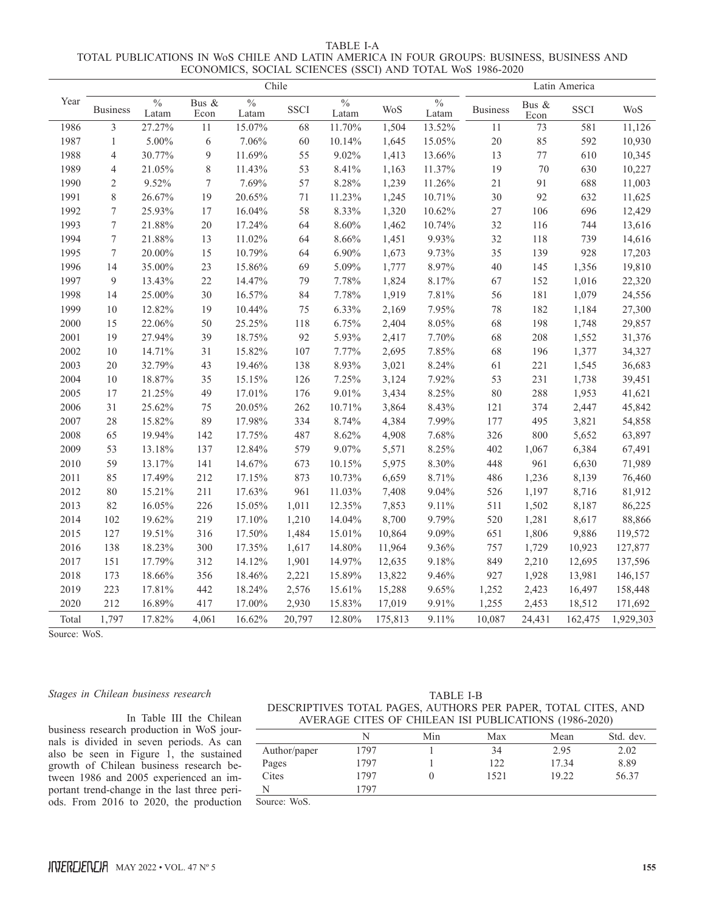TABLE I-A
TOTAL PUBLICATIONS IN WoS CHILE AND LATIN AMERICA IN FOUR GROUPS: BUSINESS, BUSINESS AND ECONOMICS, SOCIAL SCIENCES (SSCI) AND TOTAL WoS 1986-2020

| Year | Chile | | | | | | | | Latin America | | | |
|---|---|---|---|---|---|---|---|---|---|---|---|---|
| | Business | % Latam | Bus & Econ | % Latam | SSCI | % Latam | WoS | % Latam | Business | Bus & Econ | SSCI | WoS |
| 1986 | 3 | 27.27% | 11 | 15.07% | 68 | 11.70% | 1,504 | 13.52% | 11 | 73 | 581 | 11,126 |
| 1987 | 1 | 5.00% | 6 | 7.06% | 60 | 10.14% | 1,645 | 15.05% | 20 | 85 | 592 | 10,930 |
| 1988 | 4 | 30.77% | 9 | 11.69% | 55 | 9.02% | 1,413 | 13.66% | 13 | 77 | 610 | 10,345 |
| 1989 | 4 | 21.05% | 8 | 11.43% | 53 | 8.41% | 1,163 | 11.37% | 19 | 70 | 630 | 10,227 |
| 1990 | 2 | 9.52% | 7 | 7.69% | 57 | 8.28% | 1,239 | 11.26% | 21 | 91 | 688 | 11,003 |
| 1991 | 8 | 26.67% | 19 | 20.65% | 71 | 11.23% | 1,245 | 10.71% | 30 | 92 | 632 | 11,625 |
| 1992 | 7 | 25.93% | 17 | 16.04% | 58 | 8.33% | 1,320 | 10.62% | 27 | 106 | 696 | 12,429 |
| 1993 | 7 | 21.88% | 20 | 17.24% | 64 | 8.60% | 1,462 | 10.74% | 32 | 116 | 744 | 13,616 |
| 1994 | 7 | 21.88% | 13 | 11.02% | 64 | 8.66% | 1,451 | 9.93% | 32 | 118 | 739 | 14,616 |
| 1995 | 7 | 20.00% | 15 | 10.79% | 64 | 6.90% | 1,673 | 9.73% | 35 | 139 | 928 | 17,203 |
| 1996 | 14 | 35.00% | 23 | 15.86% | 69 | 5.09% | 1,777 | 8.97% | 40 | 145 | 1,356 | 19,810 |
| 1997 | 9 | 13.43% | 22 | 14.47% | 79 | 7.78% | 1,824 | 8.17% | 67 | 152 | 1,016 | 22,320 |
| 1998 | 14 | 25.00% | 30 | 16.57% | 84 | 7.78% | 1,919 | 7.81% | 56 | 181 | 1,079 | 24,556 |
| 1999 | 10 | 12.82% | 19 | 10.44% | 75 | 6.33% | 2,169 | 7.95% | 78 | 182 | 1,184 | 27,300 |
| 2000 | 15 | 22.06% | 50 | 25.25% | 118 | 6.75% | 2,404 | 8.05% | 68 | 198 | 1,748 | 29,857 |
| 2001 | 19 | 27.94% | 39 | 18.75% | 92 | 5.93% | 2,417 | 7.70% | 68 | 208 | 1,552 | 31,376 |
| 2002 | 10 | 14.71% | 31 | 15.82% | 107 | 7.77% | 2,695 | 7.85% | 68 | 196 | 1,377 | 34,327 |
| 2003 | 20 | 32.79% | 43 | 19.46% | 138 | 8.93% | 3,021 | 8.24% | 61 | 221 | 1,545 | 36,683 |
| 2004 | 10 | 18.87% | 35 | 15.15% | 126 | 7.25% | 3,124 | 7.92% | 53 | 231 | 1,738 | 39,451 |
| 2005 | 17 | 21.25% | 49 | 17.01% | 176 | 9.01% | 3,434 | 8.25% | 80 | 288 | 1,953 | 41,621 |
| 2006 | 31 | 25.62% | 75 | 20.05% | 262 | 10.71% | 3,864 | 8.43% | 121 | 374 | 2,447 | 45,842 |
| 2007 | 28 | 15.82% | 89 | 17.98% | 334 | 8.74% | 4,384 | 7.99% | 177 | 495 | 3,821 | 54,858 |
| 2008 | 65 | 19.94% | 142 | 17.75% | 487 | 8.62% | 4,908 | 7.68% | 326 | 800 | 5,652 | 63,897 |
| 2009 | 53 | 13.18% | 137 | 12.84% | 579 | 9.07% | 5,571 | 8.25% | 402 | 1,067 | 6,384 | 67,491 |
| 2010 | 59 | 13.17% | 141 | 14.67% | 673 | 10.15% | 5,975 | 8.30% | 448 | 961 | 6,630 | 71,989 |
| 2011 | 85 | 17.49% | 212 | 17.15% | 873 | 10.73% | 6,659 | 8.71% | 486 | 1,236 | 8,139 | 76,460 |
| 2012 | 80 | 15.21% | 211 | 17.63% | 961 | 11.03% | 7,408 | 9.04% | 526 | 1,197 | 8,716 | 81,912 |
| 2013 | 82 | 16.05% | 226 | 15.05% | 1,011 | 12.35% | 7,853 | 9.11% | 511 | 1,502 | 8,187 | 86,225 |
| 2014 | 102 | 19.62% | 219 | 17.10% | 1,210 | 14.04% | 8,700 | 9.79% | 520 | 1,281 | 8,617 | 88,866 |
| 2015 | 127 | 19.51% | 316 | 17.50% | 1,484 | 15.01% | 10,864 | 9.09% | 651 | 1,806 | 9,886 | 119,572 |
| 2016 | 138 | 18.23% | 300 | 17.35% | 1,617 | 14.80% | 11,964 | 9.36% | 757 | 1,729 | 10,923 | 127,877 |
| 2017 | 151 | 17.79% | 312 | 14.12% | 1,901 | 14.97% | 12,635 | 9.18% | 849 | 2,210 | 12,695 | 137,596 |
| 2018 | 173 | 18.66% | 356 | 18.46% | 2,221 | 15.89% | 13,822 | 9.46% | 927 | 1,928 | 13,981 | 146,157 |
| 2019 | 223 | 17.81% | 442 | 18.24% | 2,576 | 15.61% | 15,288 | 9.65% | 1,252 | 2,423 | 16,497 | 158,448 |
| 2020 | 212 | 16.89% | 417 | 17.00% | 2,930 | 15.83% | 17,019 | 9.91% | 1,255 | 2,453 | 18,512 | 171,692 |
| Total | 1,797 | 17.82% | 4,061 | 16.62% | 20,797 | 12.80% | 175,813 | 9.11% | 10,087 | 24,431 | 162,475 | 1,929,303 |

Source: WoS.

### *Stages in Chilean business research*

In Table III the Chilean business research production in WoS journals is divided in seven periods. As can also be seen in Figure 1, the sustained growth of Chilean business research between 1986 and 2005 experienced an important trend-change in the last three periods. From 2016 to 2020, the production

TABLE I-B
DESCRIPTIVES TOTAL PAGES, AUTHORS PER PAPER, TOTAL CITES, AND AVERAGE CITES OF CHILEAN ISI PUBLICATIONS (1986-2020)

| | N | Min | Max | Mean | Std. dev. |
|---|---|---|---|---|---|
| Author/paper | 1797 | 1 | 34 | 2.95 | 2.02 |
| Pages | 1797 | 1 | 122 | 17.34 | 8.89 |
| Cites | 1797 | 0 | 1521 | 19.22 | 56.37 |
| N | 1797 | | | | |

Source: WoS.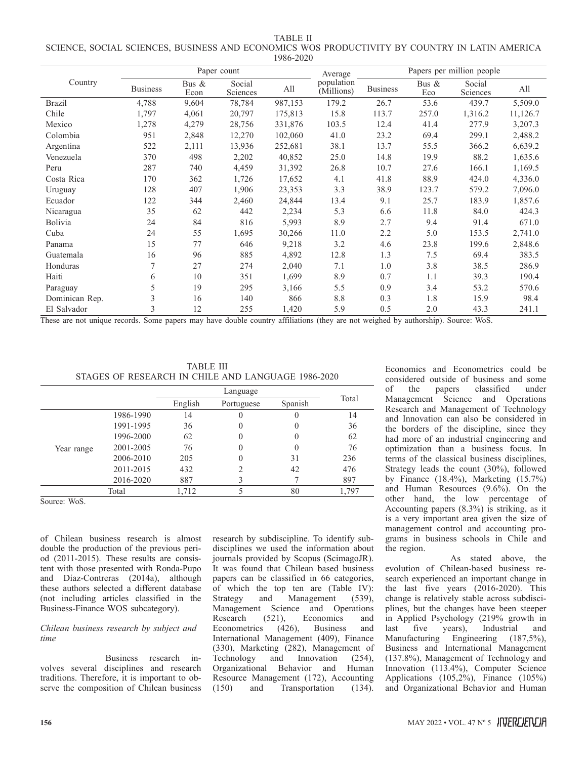TABLE II
SCIENCE, SOCIAL SCIENCES, BUSINESS AND ECONOMICS WOS PRODUCTIVITY BY COUNTRY IN LATIN AMERICA 1986-2020

| Country | Paper count | | | | Average population (Millions) | Papers per million people | | | |
|---|---|---|---|---|---|---|---|---|---|
| | Business | Bus & Econ | Social Sciences | All | | Business | Bus & Eco | Social Sciences | All |
| Brazil | 4,788 | 9,604 | 78,784 | 987,153 | 179.2 | 26.7 | 53.6 | 439.7 | 5,509.0 |
| Chile | 1,797 | 4,061 | 20,797 | 175,813 | 15.8 | 113.7 | 257.0 | 1,316.2 | 11,126.7 |
| Mexico | 1,278 | 4,279 | 28,756 | 331,876 | 103.5 | 12.4 | 41.4 | 277.9 | 3,207.3 |
| Colombia | 951 | 2,848 | 12,270 | 102,060 | 41.0 | 23.2 | 69.4 | 299.1 | 2,488.2 |
| Argentina | 522 | 2,111 | 13,936 | 252,681 | 38.1 | 13.7 | 55.5 | 366.2 | 6,639.2 |
| Venezuela | 370 | 498 | 2,202 | 40,852 | 25.0 | 14.8 | 19.9 | 88.2 | 1,635.6 |
| Peru | 287 | 740 | 4,459 | 31,392 | 26.8 | 10.7 | 27.6 | 166.1 | 1,169.5 |
| Costa Rica | 170 | 362 | 1,726 | 17,652 | 4.1 | 41.8 | 88.9 | 424.0 | 4,336.0 |
| Uruguay | 128 | 407 | 1,906 | 23,353 | 3.3 | 38.9 | 123.7 | 579.2 | 7,096.0 |
| Ecuador | 122 | 344 | 2,460 | 24,844 | 13.4 | 9.1 | 25.7 | 183.9 | 1,857.6 |
| Nicaragua | 35 | 62 | 442 | 2,234 | 5.3 | 6.6 | 11.8 | 84.0 | 424.3 |
| Bolivia | 24 | 84 | 816 | 5,993 | 8.9 | 2.7 | 9.4 | 91.4 | 671.0 |
| Cuba | 24 | 55 | 1,695 | 30,266 | 11.0 | 2.2 | 5.0 | 153.5 | 2,741.0 |
| Panama | 15 | 77 | 646 | 9,218 | 3.2 | 4.6 | 23.8 | 199.6 | 2,848.6 |
| Guatemala | 16 | 96 | 885 | 4,892 | 12.8 | 1.3 | 7.5 | 69.4 | 383.5 |
| Honduras | 7 | 27 | 274 | 2,040 | 7.1 | 1.0 | 3.8 | 38.5 | 286.9 |
| Haiti | 6 | 10 | 351 | 1,699 | 8.9 | 0.7 | 1.1 | 39.3 | 190.4 |
| Paraguay | 5 | 19 | 295 | 3,166 | 5.5 | 0.9 | 3.4 | 53.2 | 570.6 |
| Dominican Rep. | 3 | 16 | 140 | 866 | 8.8 | 0.3 | 1.8 | 15.9 | 98.4 |
| El Salvador | 3 | 12 | 255 | 1,420 | 5.9 | 0.5 | 2.0 | 43.3 | 241.1 |

These are not unique records. Some papers may have double country affiliations (they are not weighed by authorship). Source: WoS.

TABLE III
STAGES OF RESEARCH IN CHILE AND LANGUAGE 1986-2020

| | | Language | | | Total |
|---|---|---|---|---|---|
| | | English | Portuguese | Spanish | |
| Year range | 1986-1990 | 14 | 0 | 0 | 14 |
| | 1991-1995 | 36 | 0 | 0 | 36 |
| | 1996-2000 | 62 | 0 | 0 | 62 |
| | 2001-2005 | 76 | 0 | 0 | 76 |
| | 2006-2010 | 205 | 0 | 31 | 236 |
| | 2011-2015 | 432 | 2 | 42 | 476 |
| | 2016-2020 | 887 | 3 | 7 | 897 |
| Total | | 1,712 | 5 | 80 | 1,797 |

Source: WoS.

of Chilean business research is almost double the production of the previous period (2011-2015). These results are consistent with those presented with Ronda-Pupo and Díaz-Contreras (2014a), although these authors selected a different database (not including articles classified in the Business-Finance WOS subcategory).

*Chilean business research by subject and time*

Business research involves several disciplines and research traditions. Therefore, it is important to observe the composition of Chilean business research by subdiscipline. To identify subdisciplines we used the information about journals provided by Scopus (ScimagoJR). It was found that Chilean based business papers can be classified in 66 categories, of which the top ten are (Table IV): Strategy and Management (539), Management Science and Operations Research (521), Economics and Econometrics (426), Business and International Management (409), Finance (330), Marketing (282), Management of Technology and Innovation (254), Organizational Behavior and Human Resource Management (172), Accounting (150) and Transportation (134). Economics and Econometrics could be considered outside of business and some of the papers classified under Management Science and Operations Research and Management of Technology and Innovation can also be considered in the borders of the discipline, since they had more of an industrial engineering and optimization than a business focus. In terms of the classical business disciplines, Strategy leads the count (30%), followed by Finance (18.4%), Marketing (15.7%) and Human Resources (9.6%). On the other hand, the low percentage of Accounting papers (8.3%) is striking, as it is a very important area given the size of management control and accounting programs in business schools in Chile and the region.

As stated above, the evolution of Chilean-based business research experienced an important change in the last five years (2016-2020). This change is relatively stable across subdisciplines, but the changes have been steeper in Applied Psychology (219% growth in last five years), Industrial and Manufacturing Engineering (187,5%), Business and International Management (137.8%), Management of Technology and Innovation (113.4%), Computer Science Applications (105,2%), Finance (105%) and Organizational Behavior and Human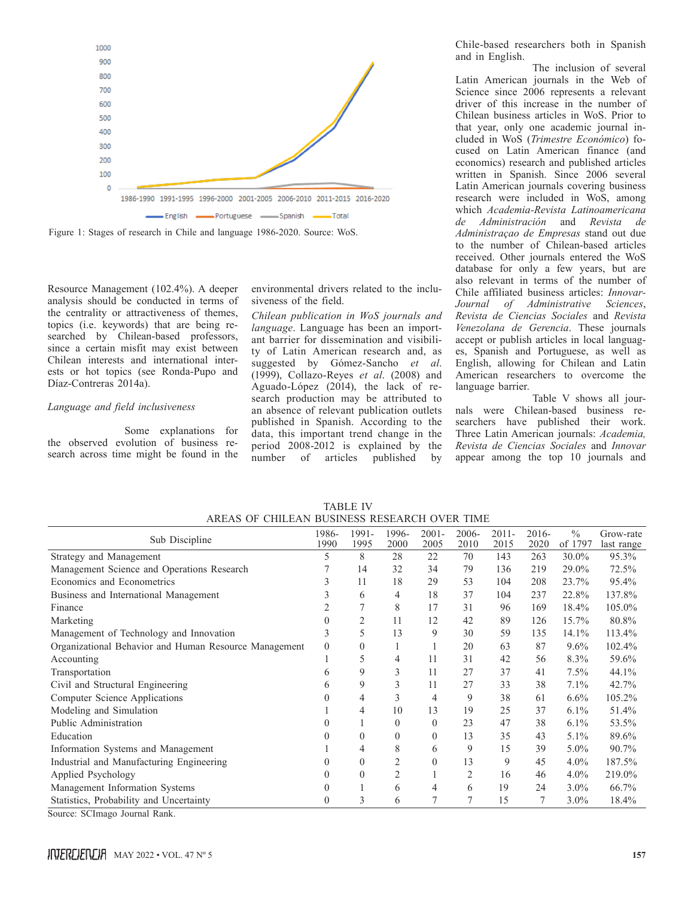Figure 1: Stages of research in Chile and language 1986-2020. Source: WoS.

Resource Management (102.4%). A deeper analysis should be conducted in terms of the centrality or attractiveness of themes, topics (i.e. keywords) that are being researched by Chilean-based professors, since a certain misfit may exist between Chilean interests and international interests or hot topics (see Ronda-Pupo and Díaz-Contreras 2014a).

*Language and field inclusiveness*

Some explanations for the observed evolution of business research across time might be found in the environmental drivers related to the inclusiveness of the field.

*Chilean publication in WoS journals and language*. Language has been an important barrier for dissemination and visibility of Latin American research and, as suggested by Gómez-Sancho *et al.* (1999), Collazo-Reyes *et al.* (2008) and Aguado-López (2014), the lack of research production may be attributed to an absence of relevant publication outlets published in Spanish. According to the data, this important trend change in the period 2008-2012 is explained by the number of articles published by Chile-based researchers both in Spanish and in English.

The inclusion of several Latin American journals in the Web of Science since 2006 represents a relevant driver of this increase in the number of Chilean business articles in WoS. Prior to that year, only one academic journal included in WoS (*Trimestre Económico*) focused on Latin American finance (and economics) research and published articles written in Spanish. Since 2006 several Latin American journals covering business research were included in WoS, among which *Academia-Revista Latinoamericana de Administración* and *Revista de Administraçao de Empresas* stand out due to the number of Chilean-based articles received. Other journals entered the WoS database for only a few years, but are also relevant in terms of the number of Chile affiliated business articles: *Innovar-Journal of Administrative Sciences*, *Revista de Ciencias Sociales* and *Revista Venezolana de Gerencia*. These journals accept or publish articles in local languages, Spanish and Portuguese, as well as English, allowing for Chilean and Latin American researchers to overcome the language barrier.

Table V shows all journals were Chilean-based business researchers have published their work. Three Latin American journals: *Academia, Revista de Ciencias Sociales* and *Innovar* appear among the top 10 journals and

TABLE IV
AREAS OF CHILEAN BUSINESS RESEARCH OVER TIME

| Sub Discipline | 1986-1990 | 1991-1995 | 1996-2000 | 2001-2005 | 2006-2010 | 2011-2015 | 2016-2020 | % of 1797 | Grow-rate last range |
|---|---|---|---|---|---|---|---|---|---|
| Strategy and Management | 5 | 8 | 28 | 22 | 70 | 143 | 263 | 30.0% | 95.3% |
| Management Science and Operations Research | 7 | 14 | 32 | 34 | 79 | 136 | 219 | 29.0% | 72.5% |
| Economics and Econometrics | 3 | 11 | 18 | 29 | 53 | 104 | 208 | 23.7% | 95.4% |
| Business and International Management | 3 | 6 | 4 | 18 | 37 | 104 | 237 | 22.8% | 137.8% |
| Finance | 2 | 7 | 8 | 17 | 31 | 96 | 169 | 18.4% | 105.0% |
| Marketing | 0 | 2 | 11 | 12 | 42 | 89 | 126 | 15.7% | 80.8% |
| Management of Technology and Innovation | 3 | 5 | 13 | 9 | 30 | 59 | 135 | 14.1% | 113.4% |
| Organizational Behavior and Human Resource Management | 0 | 0 | 1 | 1 | 20 | 63 | 87 | 9.6% | 102.4% |
| Accounting | 1 | 5 | 4 | 11 | 31 | 42 | 56 | 8.3% | 59.6% |
| Transportation | 6 | 9 | 3 | 11 | 27 | 37 | 41 | 7.5% | 44.1% |
| Civil and Structural Engineering | 6 | 9 | 3 | 11 | 27 | 33 | 38 | 7.1% | 42.7% |
| Computer Science Applications | 0 | 4 | 3 | 4 | 9 | 38 | 61 | 6.6% | 105.2% |
| Modeling and Simulation | 1 | 4 | 10 | 13 | 19 | 25 | 37 | 6.1% | 51.4% |
| Public Administration | 0 | 1 | 0 | 0 | 23 | 47 | 38 | 6.1% | 53.5% |
| Education | 0 | 0 | 0 | 0 | 13 | 35 | 43 | 5.1% | 89.6% |
| Information Systems and Management | 1 | 4 | 8 | 6 | 9 | 15 | 39 | 5.0% | 90.7% |
| Industrial and Manufacturing Engineering | 0 | 0 | 2 | 0 | 13 | 9 | 45 | 4.0% | 187.5% |
| Applied Psychology | 0 | 0 | 2 | 1 | 2 | 16 | 46 | 4.0% | 219.0% |
| Management Information Systems | 0 | 1 | 6 | 4 | 6 | 19 | 24 | 3.0% | 66.7% |
| Statistics, Probability and Uncertainty | 0 | 3 | 6 | 7 | 7 | 15 | 7 | 3.0% | 18.4% |

Source: SCImago Journal Rank.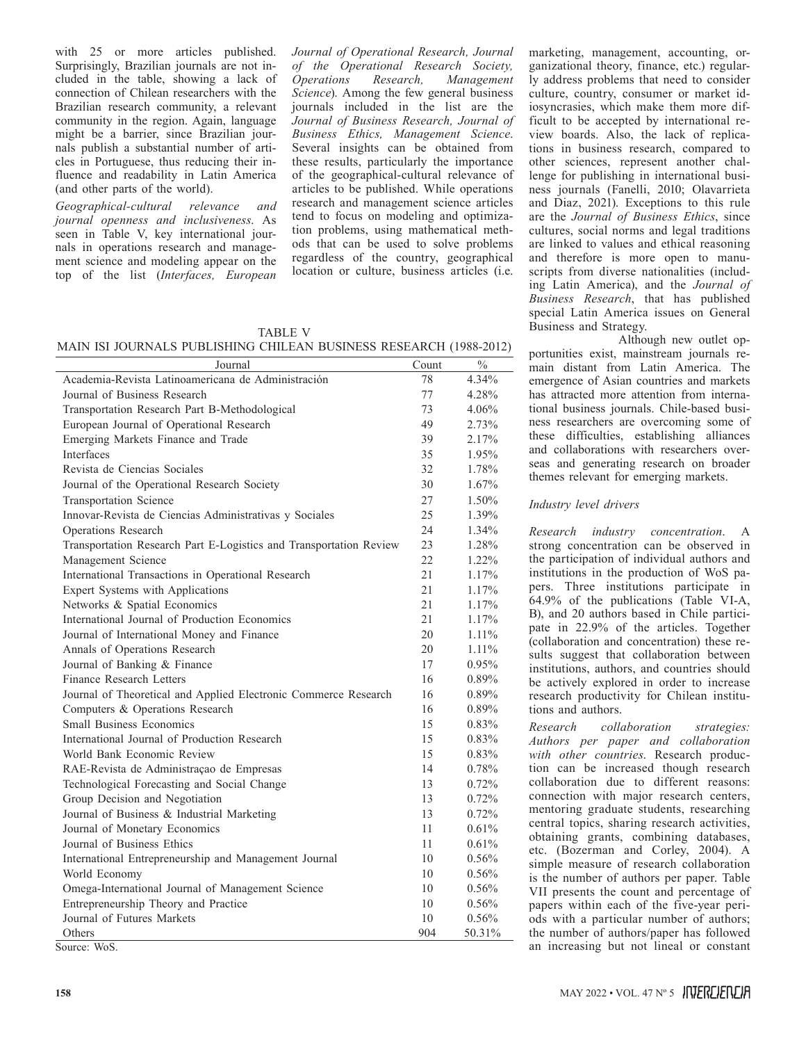with 25 or more articles published. Surprisingly, Brazilian journals are not included in the table, showing a lack of connection of Chilean researchers with the Brazilian research community, a relevant community in the region. Again, language might be a barrier, since Brazilian journals publish a substantial number of articles in Portuguese, thus reducing their influence and readability in Latin America (and other parts of the world).

*Geographical-cultural relevance and journal openness and inclusiveness*. As seen in Table V, key international journals in operations research and management science and modeling appear on the top of the list (*Interfaces, European Journal of Operational Research, Journal of the Operational Research Society, Operations Research, Management Science*). Among the few general business journals included in the list are the *Journal of Business Research, Journal of Business Ethics, Management Science*. Several insights can be obtained from these results, particularly the importance of the geographical-cultural relevance of articles to be published. While operations research and management science articles tend to focus on modeling and optimization problems, using mathematical methods that can be used to solve problems regardless of the country, geographical location or culture, business articles (i.e. marketing, management, accounting, organizational theory, finance, etc.) regularly address problems that need to consider culture, country, consumer or market idiosyncrasies, which make them more difficult to be accepted by international review boards. Also, the lack of replications in business research, compared to other sciences, represent another challenge for publishing in international business journals (Fanelli, 2010; Olavarrieta and Díaz, 2021). Exceptions to this rule are the *Journal of Business Ethics*, since cultures, social norms and legal traditions are linked to values and ethical reasoning and therefore is more open to manuscripts from diverse nationalities (including Latin America), and the *Journal of Business Research*, that has published special Latin America issues on General Business and Strategy.

Although new outlet opportunities exist, mainstream journals remain distant from Latin America. The emergence of Asian countries and markets has attracted more attention from international business journals. Chile-based business researchers are overcoming some of these difficulties, establishing alliances and collaborations with researchers overseas and generating research on broader themes relevant for emerging markets.

TABLE V
MAIN ISI JOURNALS PUBLISHING CHILEAN BUSINESS RESEARCH (1988-2012)

| Journal | Count | % |
|---|---|---|
| Academia-Revista Latinoamericana de Administración | 78 | 4.34% |
| Journal of Business Research | 77 | 4.28% |
| Transportation Research Part B-Methodological | 73 | 4.06% |
| European Journal of Operational Research | 49 | 2.73% |
| Emerging Markets Finance and Trade | 39 | 2.17% |
| Interfaces | 35 | 1.95% |
| Revista de Ciencias Sociales | 32 | 1.78% |
| Journal of the Operational Research Society | 30 | 1.67% |
| Transportation Science | 27 | 1.50% |
| Innovar-Revista de Ciencias Administrativas y Sociales | 25 | 1.39% |
| Operations Research | 24 | 1.34% |
| Transportation Research Part E-Logistics and Transportation Review | 23 | 1.28% |
| Management Science | 22 | 1.22% |
| International Transactions in Operational Research | 21 | 1.17% |
| Expert Systems with Applications | 21 | 1.17% |
| Networks & Spatial Economics | 21 | 1.17% |
| International Journal of Production Economics | 21 | 1.17% |
| Journal of International Money and Finance | 20 | 1.11% |
| Annals of Operations Research | 20 | 1.11% |
| Journal of Banking & Finance | 17 | 0.95% |
| Finance Research Letters | 16 | 0.89% |
| Journal of Theoretical and Applied Electronic Commerce Research | 16 | 0.89% |
| Computers & Operations Research | 16 | 0.89% |
| Small Business Economics | 15 | 0.83% |
| International Journal of Production Research | 15 | 0.83% |
| World Bank Economic Review | 15 | 0.83% |
| RAE-Revista de Administraçao de Empresas | 14 | 0.78% |
| Technological Forecasting and Social Change | 13 | 0.72% |
| Group Decision and Negotiation | 13 | 0.72% |
| Journal of Business & Industrial Marketing | 13 | 0.72% |
| Journal of Monetary Economics | 11 | 0.61% |
| Journal of Business Ethics | 11 | 0.61% |
| International Entrepreneurship and Management Journal | 10 | 0.56% |
| World Economy | 10 | 0.56% |
| Omega-International Journal of Management Science | 10 | 0.56% |
| Entrepreneurship Theory and Practice | 10 | 0.56% |
| Journal of Futures Markets | 10 | 0.56% |
| Others | 904 | 50.31% |

Source: WoS.

*Industry level drivers*

*Research industry concentration*. A strong concentration can be observed in the participation of individual authors and institutions in the production of WoS papers. Three institutions participate in 64.9% of the publications (Table VI-A, B), and 20 authors based in Chile participate in 22.9% of the articles. Together (collaboration and concentration) these results suggest that collaboration between institutions, authors, and countries should be actively explored in order to increase research productivity for Chilean institutions and authors.

*Research collaboration strategies: Authors per paper and collaboration with other countries*. Research production can be increased though research collaboration due to different reasons: connection with major research centers, mentoring graduate students, researching central topics, sharing research activities, obtaining grants, combining databases, etc. (Bozerman and Corley, 2004). A simple measure of research collaboration is the number of authors per paper. Table VII presents the count and percentage of papers within each of the five-year periods with a particular number of authors; the number of authors/paper has followed an increasing but not lineal or constant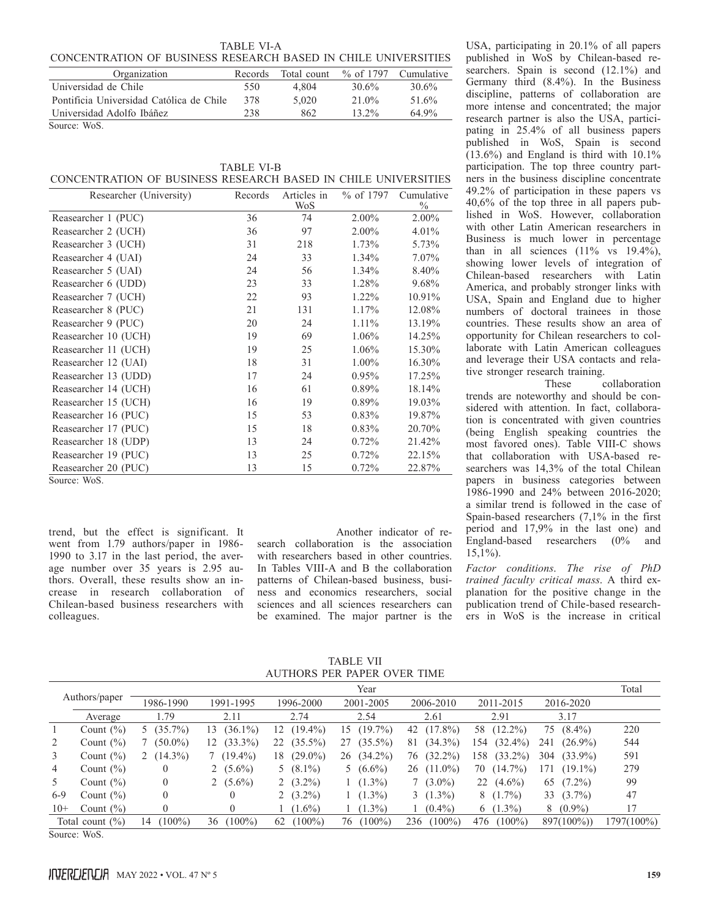TABLE VI-A
CONCENTRATION OF BUSINESS RESEARCH BASED IN CHILE UNIVERSITIES

| Organization | Records | Total count | % of 1797 | Cumulative |
|---|---|---|---|---|
| Universidad de Chile | 550 | 4,804 | 30.6% | 30.6% |
| Pontificia Universidad Católica de Chile | 378 | 5,020 | 21.0% | 51.6% |
| Universidad Adolfo Ibáñez | 238 | 862 | 13.2% | 64.9% |

Source: WoS.

TABLE VI-B
CONCENTRATION OF BUSINESS RESEARCH BASED IN CHILE UNIVERSITIES

| Researcher (University) | Records | Articles in WoS | % of 1797 | Cumulative % |
|---|---|---|---|---|
| Reasearcher 1 (PUC) | 36 | 74 | 2.00% | 2.00% |
| Reasearcher 2 (UCH) | 36 | 97 | 2.00% | 4.01% |
| Reasearcher 3 (UCH) | 31 | 218 | 1.73% | 5.73% |
| Reasearcher 4 (UAI) | 24 | 33 | 1.34% | 7.07% |
| Reasearcher 5 (UAI) | 24 | 56 | 1.34% | 8.40% |
| Reasearcher 6 (UDD) | 23 | 33 | 1.28% | 9.68% |
| Reasearcher 7 (UCH) | 22 | 93 | 1.22% | 10.91% |
| Reasearcher 8 (PUC) | 21 | 131 | 1.17% | 12.08% |
| Reasearcher 9 (PUC) | 20 | 24 | 1.11% | 13.19% |
| Reasearcher 10 (UCH) | 19 | 69 | 1.06% | 14.25% |
| Reasearcher 11 (UCH) | 19 | 25 | 1.06% | 15.30% |
| Reasearcher 12 (UAI) | 18 | 31 | 1.00% | 16.30% |
| Reasearcher 13 (UDD) | 17 | 24 | 0.95% | 17.25% |
| Reasearcher 14 (UCH) | 16 | 61 | 0.89% | 18.14% |
| Reasearcher 15 (UCH) | 16 | 19 | 0.89% | 19.03% |
| Reasearcher 16 (PUC) | 15 | 53 | 0.83% | 19.87% |
| Reasearcher 17 (PUC) | 15 | 18 | 0.83% | 20.70% |
| Reasearcher 18 (UDP) | 13 | 24 | 0.72% | 21.42% |
| Reasearcher 19 (PUC) | 13 | 25 | 0.72% | 22.15% |
| Reasearcher 20 (PUC) | 13 | 15 | 0.72% | 22.87% |

Source: WoS.

trend, but the effect is significant. It went from 1.79 authors/paper in 1986-1990 to 3.17 in the last period, the average number over 35 years is 2.95 authors. Overall, these results show an increase in research collaboration of Chilean-based business researchers with colleagues.

Another indicator of research collaboration is the association with researchers based in other countries. In Tables VIII-A and B the collaboration patterns of Chilean-based business, business and economics researchers, social sciences and all sciences researchers can be examined. The major partner is the USA, participating in 20.1% of all papers published in WoS by Chilean-based researchers. Spain is second (12.1%) and Germany third (8.4%). In the Business discipline, patterns of collaboration are more intense and concentrated; the major research partner is also the USA, participating in 25.4% of all business papers published in WoS, Spain is second (13.6%) and England is third with 10.1% participation. The top three country partners in the business discipline concentrate 49.2% of participation in these papers vs 40,6% of the top three in all papers published in WoS. However, collaboration with other Latin American researchers in Business is much lower in percentage than in all sciences (11% vs 19.4%), showing lower levels of integration of Chilean-based researchers with Latin America, and probably stronger links with USA, Spain and England due to higher numbers of doctoral trainees in those countries. These results show an area of opportunity for Chilean researchers to collaborate with Latin American colleagues and leverage their USA contacts and relative stronger research training.

These collaboration trends are noteworthy and should be considered with attention. In fact, collaboration is concentrated with given countries (being English speaking countries the most favored ones). Table VIII-C shows that collaboration with USA-based researchers was 14,3% of the total Chilean papers in business categories between 1986-1990 and 24% between 2016-2020; a similar trend is followed in the case of Spain-based researchers (7,1% in the first period and 17,9% in the last one) and England-based researchers (0% and 15,1%).

*Factor conditions. The rise of PhD trained faculty critical mass*. A third explanation for the positive change in the publication trend of Chile-based researchers in WoS is the increase in critical

TABLE VII
AUTHORS PER PAPER OVER TIME

| Authors/paper | | Year | | | | | | | Total |
|---|---|---|---|---|---|---|---|---|---|
| | | 1986-1990 | 1991-1995 | 1996-2000 | 2001-2005 | 2006-2010 | 2011-2015 | 2016-2020 | |
| | Average | 1.79 | 2.11 | 2.74 | 2.54 | 2.61 | 2.91 | 3.17 | |
| 1 | Count (%) | 5 (35.7%) | 13 (36.1%) | 12 (19.4%) | 15 (19.7%) | 42 (17.8%) | 58 (12.2%) | 75 (8.4%) | 220 |
| 2 | Count (%) | 7 (50.0%) | 12 (33.3%) | 22 (35.5%) | 27 (35.5%) | 81 (34.3%) | 154 (32.4%) | 241 (26.9%) | 544 |
| 3 | Count (%) | 2 (14.3%) | 7 (19.4%) | 18 (29.0%) | 26 (34.2%) | 76 (32.2%) | 158 (33.2%) | 304 (33.9%) | 591 |
| 4 | Count (%) | 0 | 2 (5.6%) | 5 (8.1%) | 5 (6.6%) | 26 (11.0%) | 70 (14.7%) | 171 (19.1%) | 279 |
| 5 | Count (%) | 0 | 2 (5.6%) | 2 (3.2%) | 1 (1.3%) | 7 (3.0%) | 22 (4.6%) | 65 (7.2%) | 99 |
| 6-9 | Count (%) | 0 | 0 | 2 (3.2%) | 1 (1.3%) | 3 (1.3%) | 8 (1.7%) | 33 (3.7%) | 47 |
| 10+ | Count (%) | 0 | 0 | 1 (1.6%) | 1 (1.3%) | 1 (0.4%) | 6 (1.3%) | 8 (0.9%) | 17 |
| Total count (%) | | 14 (100%) | 36 (100%) | 62 (100%) | 76 (100%) | 236 (100%) | 476 (100%) | 897(100%)) | 1797(100%) |

Source: WoS.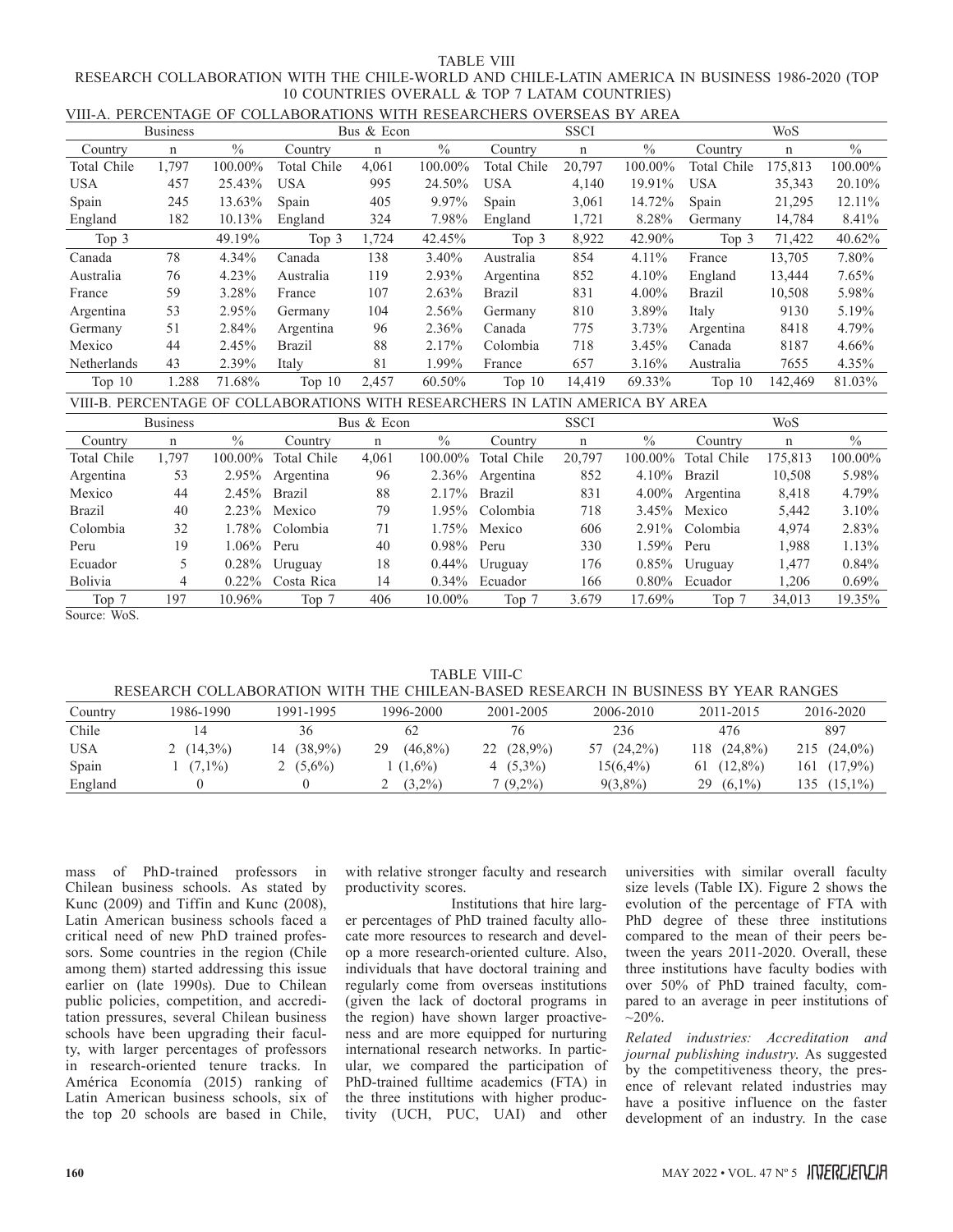TABLE VIII

RESEARCH COLLABORATION WITH THE CHILE-WORLD AND CHILE-LATIN AMERICA IN BUSINESS 1986-2020 (TOP 10 COUNTRIES OVERALL & TOP 7 LATAM COUNTRIES)

VIII-A. PERCENTAGE OF COLLABORATIONS WITH RESEARCHERS OVERSEAS BY AREA

| Business | | | Bus & Econ | | | SSCI | | | WoS | | |
|---|---|---|---|---|---|---|---|---|---|---|---|
| Country | n | % | Country | n | % | Country | n | % | Country | n | % |
| Total Chile | 1,797 | 100.00% | Total Chile | 4,061 | 100.00% | Total Chile | 20,797 | 100.00% | Total Chile | 175,813 | 100.00% |
| USA | 457 | 25.43% | USA | 995 | 24.50% | USA | 4,140 | 19.91% | USA | 35,343 | 20.10% |
| Spain | 245 | 13.63% | Spain | 405 | 9.97% | Spain | 3,061 | 14.72% | Spain | 21,295 | 12.11% |
| England | 182 | 10.13% | England | 324 | 7.98% | England | 1,721 | 8.28% | Germany | 14,784 | 8.41% |
| Top 3 | | 49.19% | Top 3 | 1,724 | 42.45% | Top 3 | 8,922 | 42.90% | Top 3 | 71,422 | 40.62% |
| Canada | 78 | 4.34% | Canada | 138 | 3.40% | Australia | 854 | 4.11% | France | 13,705 | 7.80% |
| Australia | 76 | 4.23% | Australia | 119 | 2.93% | Argentina | 852 | 4.10% | England | 13,444 | 7.65% |
| France | 59 | 3.28% | France | 107 | 2.63% | Brazil | 831 | 4.00% | Brazil | 10,508 | 5.98% |
| Argentina | 53 | 2.95% | Germany | 104 | 2.56% | Germany | 810 | 3.89% | Italy | 9130 | 5.19% |
| Germany | 51 | 2.84% | Argentina | 96 | 2.36% | Canada | 775 | 3.73% | Argentina | 8418 | 4.79% |
| Mexico | 44 | 2.45% | Brazil | 88 | 2.17% | Colombia | 718 | 3.45% | Canada | 8187 | 4.66% |
| Netherlands | 43 | 2.39% | Italy | 81 | 1.99% | France | 657 | 3.16% | Australia | 7655 | 4.35% |
| Top 10 | 1.288 | 71.68% | Top 10 | 2,457 | 60.50% | Top 10 | 14,419 | 69.33% | Top 10 | 142,469 | 81.03% |

VIII-B. PERCENTAGE OF COLLABORATIONS WITH RESEARCHERS IN LATIN AMERICA BY AREA

| Business | | | Bus & Econ | | | SSCI | | | WoS | | |
|---|---|---|---|---|---|---|---|---|---|---|---|
| Country | n | % | Country | n | % | Country | n | % | Country | n | % |
| Total Chile | 1,797 | 100.00% | Total Chile | 4,061 | 100.00% | Total Chile | 20,797 | 100.00% | Total Chile | 175,813 | 100.00% |
| Argentina | 53 | 2.95% | Argentina | 96 | 2.36% | Argentina | 852 | 4.10% | Brazil | 10,508 | 5.98% |
| Mexico | 44 | 2.45% | Brazil | 88 | 2.17% | Brazil | 831 | 4.00% | Argentina | 8,418 | 4.79% |
| Brazil | 40 | 2.23% | Mexico | 79 | 1.95% | Colombia | 718 | 3.45% | Mexico | 5,442 | 3.10% |
| Colombia | 32 | 1.78% | Colombia | 71 | 1.75% | Mexico | 606 | 2.91% | Colombia | 4,974 | 2.83% |
| Peru | 19 | 1.06% | Peru | 40 | 0.98% | Peru | 330 | 1.59% | Peru | 1,988 | 1.13% |
| Ecuador | 5 | 0.28% | Uruguay | 18 | 0.44% | Uruguay | 176 | 0.85% | Uruguay | 1,477 | 0.84% |
| Bolivia | 4 | 0.22% | Costa Rica | 14 | 0.34% | Ecuador | 166 | 0.80% | Ecuador | 1,206 | 0.69% |
| Top 7 | 197 | 10.96% | Top 7 | 406 | 10.00% | Top 7 | 3.679 | 17.69% | Top 7 | 34,013 | 19.35% |

Source: WoS.

TABLE VIII-C

RESEARCH COLLABORATION WITH THE CHILEAN-BASED RESEARCH IN BUSINESS BY YEAR RANGES

| Country | 1986-1990 | 1991-1995 | 1996-2000 | 2001-2005 | 2006-2010 | 2011-2015 | 2016-2020 |
|---|---|---|---|---|---|---|---|
| Chile | 14 | 36 | 62 | 76 | 236 | 476 | 897 |
| USA | 2 (14,3%) | 14 (38,9%) | 29 (46,8%) | 22 (28,9%) | 57 (24,2%) | 118 (24,8%) | 215 (24,0%) |
| Spain | 1 (7,1%) | 2 (5,6%) | 1 (1,6%) | 4 (5,3%) | 15(6,4%) | 61 (12,8%) | 161 (17,9%) |
| England | 0 | 0 | 2 (3,2%) | 7 (9,2%) | 9(3,8%) | 29 (6,1%) | 135 (15,1%) |

mass of PhD-trained professors in Chilean business schools. As stated by Kunc (2009) and Tiffin and Kunc (2008), Latin American business schools faced a critical need of new PhD trained professors. Some countries in the region (Chile among them) started addressing this issue earlier on (late 1990s). Due to Chilean public policies, competition, and accreditation pressures, several Chilean business schools have been upgrading their faculty, with larger percentages of professors in research-oriented tenure tracks. In América Economía (2015) ranking of Latin American business schools, six of the top 20 schools are based in Chile, with relative stronger faculty and research productivity scores.

Institutions that hire larger percentages of PhD trained faculty allocate more resources to research and develop a more research-oriented culture. Also, individuals that have doctoral training and regularly come from overseas institutions (given the lack of doctoral programs in the region) have shown larger proactiveness and are more equipped for nurturing international research networks. In particular, we compared the participation of PhD-trained fulltime academics (FTA) in the three institutions with higher productivity (UCH, PUC, UAI) and other universities with similar overall faculty size levels (Table IX). Figure 2 shows the evolution of the percentage of FTA with PhD degree of these three institutions compared to the mean of their peers between the years 2011-2020. Overall, these three institutions have faculty bodies with over 50% of PhD trained faculty, compared to an average in peer institutions of ~20%.

*Related industries: Accreditation and journal publishing industry.* As suggested by the competitiveness theory, the presence of relevant related industries may have a positive influence on the faster development of an industry. In the case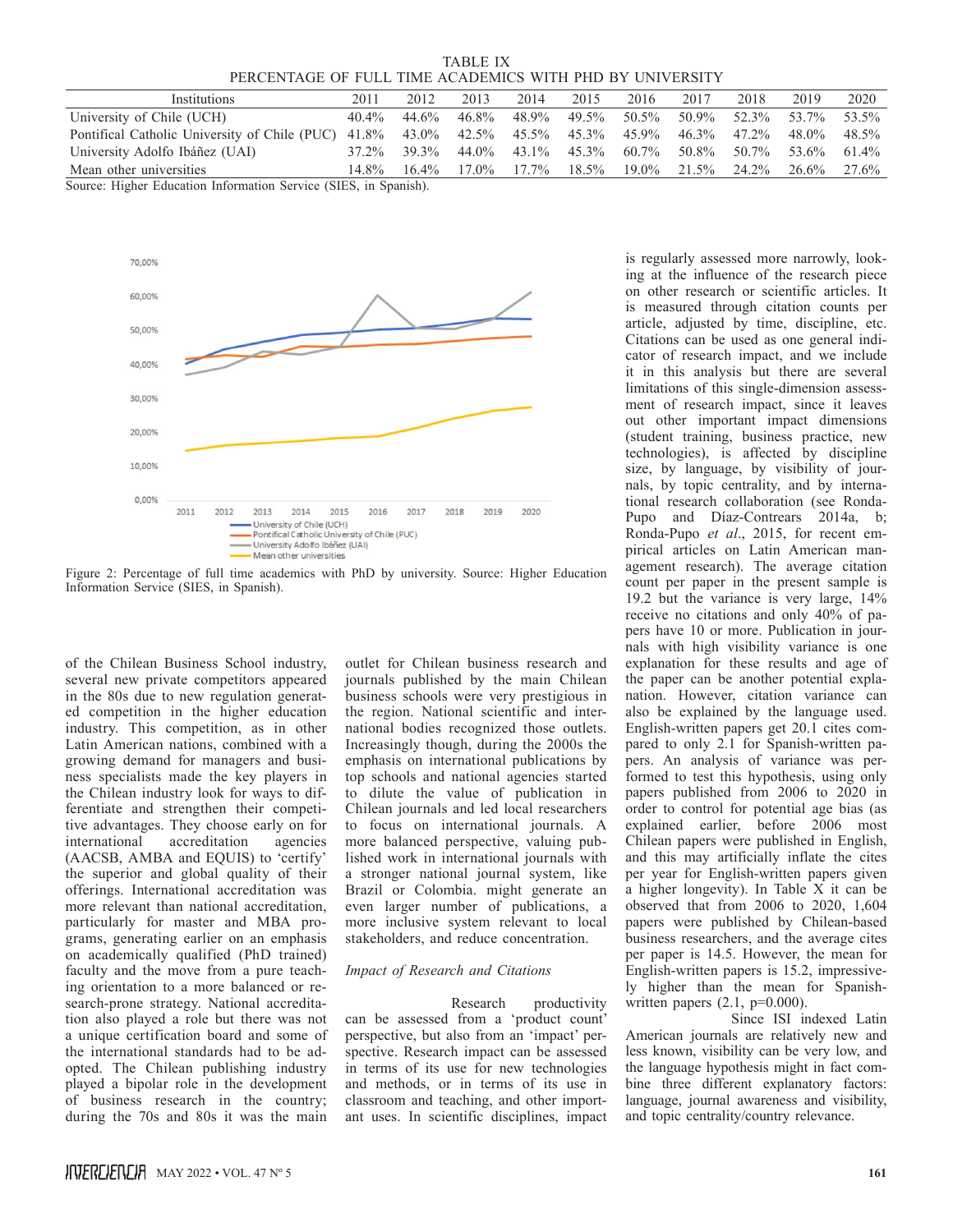TABLE IX
PERCENTAGE OF FULL TIME ACADEMICS WITH PHD BY UNIVERSITY

| Institutions | 2011 | 2012 | 2013 | 2014 | 2015 | 2016 | 2017 | 2018 | 2019 | 2020 |
|---|---|---|---|---|---|---|---|---|---|---|
| University of Chile (UCH) | 40.4% | 44.6% | 46.8% | 48.9% | 49.5% | 50.5% | 50.9% | 52.3% | 53.7% | 53.5% |
| Pontifical Catholic University of Chile (PUC) | 41.8% | 43.0% | 42.5% | 45.5% | 45.3% | 45.9% | 46.3% | 47.2% | 48.0% | 48.5% |
| University Adolfo Ibáñez (UAI) | 37.2% | 39.3% | 44.0% | 43.1% | 45.3% | 60.7% | 50.8% | 50.7% | 53.6% | 61.4% |
| Mean other universities | 14.8% | 16.4% | 17.0% | 17.7% | 18.5% | 19.0% | 21.5% | 24.2% | 26.6% | 27.6% |

Source: Higher Education Information Service (SIES, in Spanish).

Figure 2: Percentage of full time academics with PhD by university. Source: Higher Education Information Service (SIES, in Spanish).

of the Chilean Business School industry, several new private competitors appeared in the 80s due to new regulation generated competition in the higher education industry. This competition, as in other Latin American nations, combined with a growing demand for managers and business specialists made the key players in the Chilean industry look for ways to differentiate and strengthen their competitive advantages. They choose early on for international accreditation agencies (AACSB, AMBA and EQUIS) to 'certify' the superior and global quality of their offerings. International accreditation was more relevant than national accreditation, particularly for master and MBA programs, generating earlier on an emphasis on academically qualified (PhD trained) faculty and the move from a pure teaching orientation to a more balanced or research-prone strategy. National accreditation also played a role but there was not a unique certification board and some of the international standards had to be adopted. The Chilean publishing industry played a bipolar role in the development of business research in the country; during the 70s and 80s it was the main outlet for Chilean business research and journals published by the main Chilean business schools were very prestigious in the region. National scientific and international bodies recognized those outlets. Increasingly though, during the 2000s the emphasis on international publications by top schools and national agencies started to dilute the value of publication in Chilean journals and led local researchers to focus on international journals. A more balanced perspective, valuing published work in international journals with a stronger national journal system, like Brazil or Colombia. might generate an even larger number of publications, a more inclusive system relevant to local stakeholders, and reduce concentration.

### *Impact of Research and Citations*

Research productivity can be assessed from a 'product count' perspective, but also from an 'impact' perspective. Research impact can be assessed in terms of its use for new technologies and methods, or in terms of its use in classroom and teaching, and other important uses. In scientific disciplines, impact is regularly assessed more narrowly, looking at the influence of the research piece on other research or scientific articles. It is measured through citation counts per article, adjusted by time, discipline, etc. Citations can be used as one general indicator of research impact, and we include it in this analysis but there are several limitations of this single-dimension assessment of research impact, since it leaves out other important impact dimensions (student training, business practice, new technologies), is affected by discipline size, by language, by visibility of journals, by topic centrality, and by international research collaboration (see Ronda-Pupo and Díaz-Contrears 2014a, b; Ronda-Pupo *et al*., 2015, for recent empirical articles on Latin American management research). The average citation count per paper in the present sample is 19.2 but the variance is very large, 14% receive no citations and only 40% of papers have 10 or more. Publication in journals with high visibility variance is one explanation for these results and age of the paper can be another potential explanation. However, citation variance can also be explained by the language used. English-written papers get 20.1 cites compared to only 2.1 for Spanish-written papers. An analysis of variance was performed to test this hypothesis, using only papers published from 2006 to 2020 in order to control for potential age bias (as explained earlier, before 2006 most Chilean papers were published in English, and this may artificially inflate the cites per year for English-written papers given a higher longevity). In Table X it can be observed that from 2006 to 2020, 1,604 papers were published by Chilean-based business researchers, and the average cites per paper is 14.5. However, the mean for English-written papers is 15.2, impressively higher than the mean for Spanish-written papers (2.1, p=0.000).

Since ISI indexed Latin American journals are relatively new and less known, visibility can be very low, and the language hypothesis might in fact combine three different explanatory factors: language, journal awareness and visibility, and topic centrality/country relevance.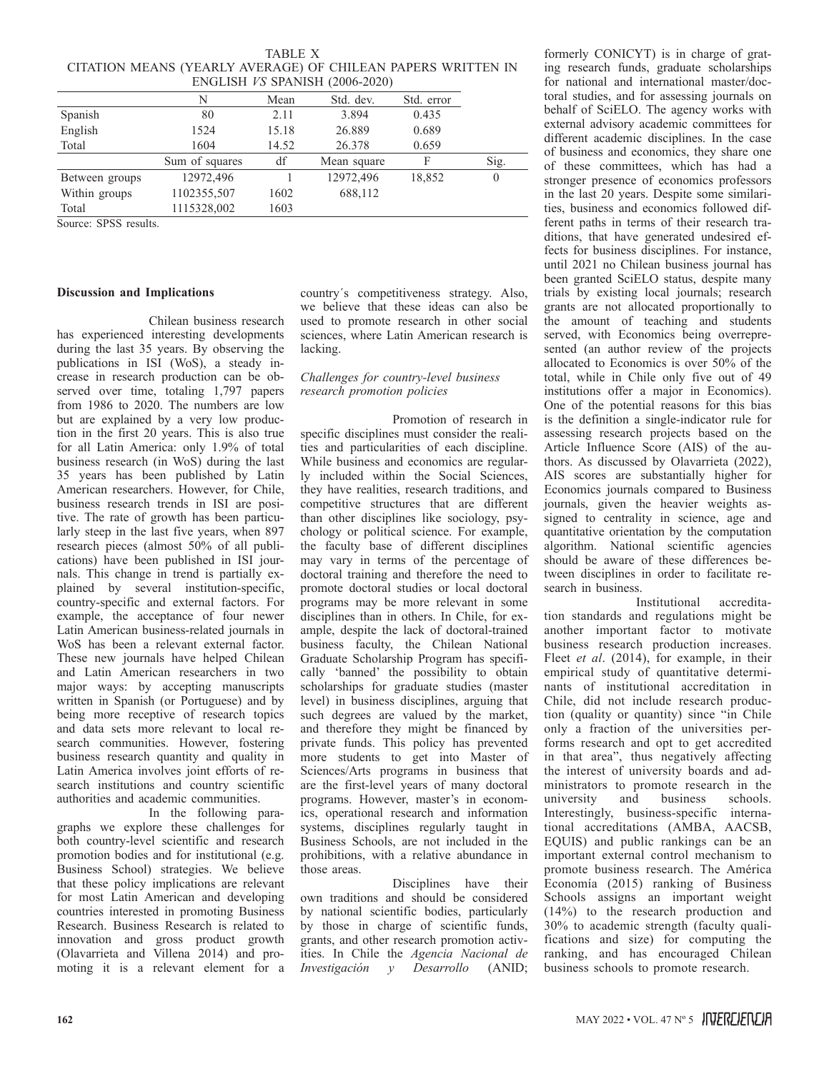TABLE X
CITATION MEANS (YEARLY AVERAGE) OF CHILEAN PAPERS WRITTEN IN ENGLISH *VS* SPANISH (2006-2020)

| | N | Mean | Std. dev. | Std. error | |
|---|---|---|---|---|---|
| Spanish | 80 | 2.11 | 3.894 | 0.435 | |
| English | 1524 | 15.18 | 26.889 | 0.689 | |
| Total | 1604 | 14.52 | 26.378 | 0.659 | |
| | Sum of squares | df | Mean square | F | Sig. |
| Between groups | 12972,496 | 1 | 12972,496 | 18,852 | 0 |
| Within groups | 1102355,507 | 1602 | 688,112 | | |
| Total | 1115328,002 | 1603 | | | |

Source: SPSS results.

## Discussion and Implications

Chilean business research has experienced interesting developments during the last 35 years. By observing the publications in ISI (WoS), a steady increase in research production can be observed over time, totaling 1,797 papers from 1986 to 2020. The numbers are low but are explained by a very low production in the first 20 years. This is also true for all Latin America: only 1.9% of total business research (in WoS) during the last 35 years has been published by Latin American researchers. However, for Chile, business research trends in ISI are positive. The rate of growth has been particularly steep in the last five years, when 897 research pieces (almost 50% of all publications) have been published in ISI journals. This change in trend is partially explained by several institution-specific, country-specific and external factors. For example, the acceptance of four newer Latin American business-related journals in WoS has been a relevant external factor. These new journals have helped Chilean and Latin American researchers in two major ways: by accepting manuscripts written in Spanish (or Portuguese) and by being more receptive of research topics and data sets more relevant to local research communities. However, fostering business research quantity and quality in Latin America involves joint efforts of research institutions and country scientific authorities and academic communities.

In the following paragraphs we explore these challenges for both country-level scientific and research promotion bodies and for institutional (e.g. Business School) strategies. We believe that these policy implications are relevant for most Latin American and developing countries interested in promoting Business Research. Business Research is related to innovation and gross product growth (Olavarrieta and Villena 2014) and promoting it is a relevant element for a country´s competitiveness strategy. Also, we believe that these ideas can also be used to promote research in other social sciences, where Latin American research is lacking.

### *Challenges for country-level business research promotion policies*

Promotion of research in specific disciplines must consider the realities and particularities of each discipline. While business and economics are regularly included within the Social Sciences, they have realities, research traditions, and competitive structures that are different than other disciplines like sociology, psychology or political science. For example, the faculty base of different disciplines may vary in terms of the percentage of doctoral training and therefore the need to promote doctoral studies or local doctoral programs may be more relevant in some disciplines than in others. In Chile, for example, despite the lack of doctoral-trained business faculty, the Chilean National Graduate Scholarship Program has specifically 'banned' the possibility to obtain scholarships for graduate studies (master level) in business disciplines, arguing that such degrees are valued by the market, and therefore they might be financed by private funds. This policy has prevented more students to get into Master of Sciences/Arts programs in business that are the first-level years of many doctoral programs. However, master's in economics, operational research and information systems, disciplines regularly taught in Business Schools, are not included in the prohibitions, with a relative abundance in those areas.

Disciplines have their own traditions and should be considered by national scientific bodies, particularly by those in charge of scientific funds, grants, and other research promotion activities. In Chile the *Agencia Nacional de Investigación y Desarrollo* (ANID; formerly CONICYT) is in charge of grating research funds, graduate scholarships for national and international master/doctoral studies, and for assessing journals on behalf of SciELO. The agency works with external advisory academic committees for different academic disciplines. In the case of business and economics, they share one of these committees, which has had a stronger presence of economics professors in the last 20 years. Despite some similarities, business and economics followed different paths in terms of their research traditions, that have generated undesired effects for business disciplines. For instance, until 2021 no Chilean business journal has been granted SciELO status, despite many trials by existing local journals; research grants are not allocated proportionally to the amount of teaching and students served, with Economics being overrepresented (an author review of the projects allocated to Economics is over 50% of the total, while in Chile only five out of 49 institutions offer a major in Economics). One of the potential reasons for this bias is the definition a single-indicator rule for assessing research projects based on the Article Influence Score (AIS) of the authors. As discussed by Olavarrieta (2022), AIS scores are substantially higher for Economics journals compared to Business journals, given the heavier weights assigned to centrality in science, age and quantitative orientation by the computation algorithm. National scientific agencies should be aware of these differences between disciplines in order to facilitate research in business.

Institutional accreditation standards and regulations might be another important factor to motivate business research production increases. Fleet *et al*. (2014), for example, in their empirical study of quantitative determinants of institutional accreditation in Chile, did not include research production (quality or quantity) since "in Chile only a fraction of the universities performs research and opt to get accredited in that area", thus negatively affecting the interest of university boards and administrators to promote research in the university and business schools. Interestingly, business-specific international accreditations (AMBA, AACSB, EQUIS) and public rankings can be an important external control mechanism to promote business research. The América Economía (2015) ranking of Business Schools assigns an important weight (14%) to the research production and 30% to academic strength (faculty qualifications and size) for computing the ranking, and has encouraged Chilean business schools to promote research.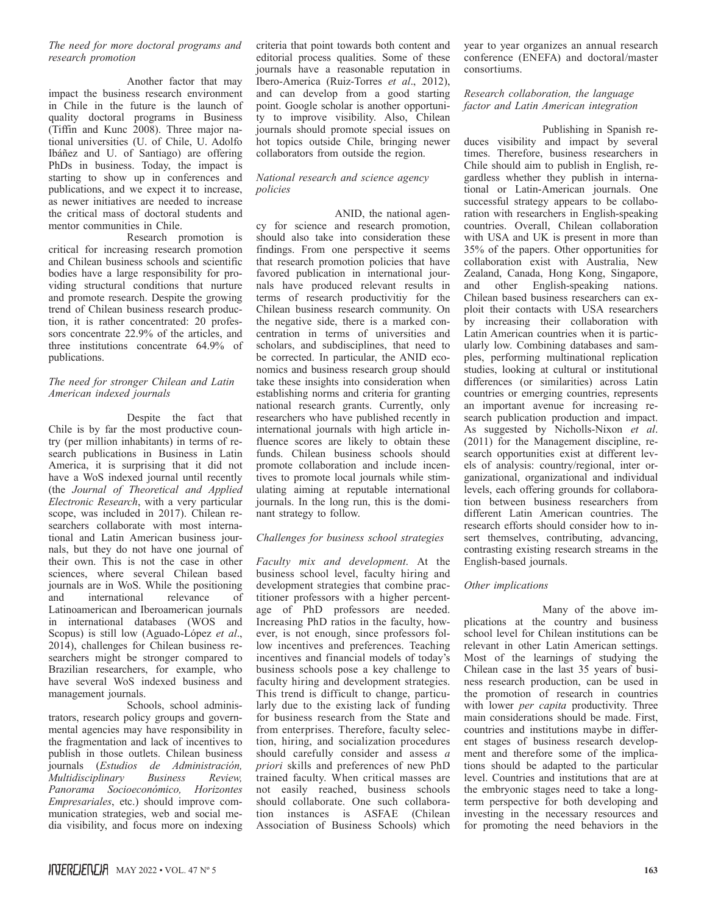### *The need for more doctoral programs and research promotion*

Another factor that may impact the business research environment in Chile in the future is the launch of quality doctoral programs in Business (Tiffin and Kunc 2008). Three major national universities (U. of Chile, U. Adolfo Ibáñez and U. of Santiago) are offering PhDs in business. Today, the impact is starting to show up in conferences and publications, and we expect it to increase, as newer initiatives are needed to increase the critical mass of doctoral students and mentor communities in Chile.

Research promotion is critical for increasing research promotion and Chilean business schools and scientific bodies have a large responsibility for providing structural conditions that nurture and promote research. Despite the growing trend of Chilean business research production, it is rather concentrated: 20 professors concentrate 22.9% of the articles, and three institutions concentrate 64.9% of publications.

### *The need for stronger Chilean and Latin American indexed journals*

Despite the fact that Chile is by far the most productive country (per million inhabitants) in terms of research publications in Business in Latin America, it is surprising that it did not have a WoS indexed journal until recently (the *Journal of Theoretical and Applied Electronic Research*, with a very particular scope, was included in 2017). Chilean researchers collaborate with most international and Latin American business journals, but they do not have one journal of their own. This is not the case in other sciences, where several Chilean based journals are in WoS. While the positioning and international relevance of Latinoamerican and Iberoamerican journals in international databases (WOS and Scopus) is still low (Aguado-López *et al*., 2014), challenges for Chilean business researchers might be stronger compared to Brazilian researchers, for example, who have several WoS indexed business and management journals.

Schools, school administrators, research policy groups and governmental agencies may have responsibility in the fragmentation and lack of incentives to publish in those outlets. Chilean business journals (*Estudios de Administración, Multidisciplinary Business Review, Panorama Socioeconómico, Horizontes Empresariales*, etc.) should improve communication strategies, web and social media visibility, and focus more on indexing criteria that point towards both content and editorial process qualities. Some of these journals have a reasonable reputation in Ibero-America (Ruiz-Torres *et al*., 2012), and can develop from a good starting point. Google scholar is another opportunity to improve visibility. Also, Chilean journals should promote special issues on hot topics outside Chile, bringing newer collaborators from outside the region.

### *National research and science agency policies*

ANID, the national agency for science and research promotion, should also take into consideration these findings. From one perspective it seems that research promotion policies that have favored publication in international journals have produced relevant results in terms of research productivitiy for the Chilean business research community. On the negative side, there is a marked concentration in terms of universities and scholars, and subdisciplines, that need to be corrected. In particular, the ANID economics and business research group should take these insights into consideration when establishing norms and criteria for granting national research grants. Currently, only researchers who have published recently in international journals with high article influence scores are likely to obtain these funds. Chilean business schools should promote collaboration and include incentives to promote local journals while stimulating aiming at reputable international journals. In the long run, this is the dominant strategy to follow.

### *Challenges for business school strategies*

*Faculty mix and development*. At the business school level, faculty hiring and development strategies that combine practitioner professors with a higher percentage of PhD professors are needed. Increasing PhD ratios in the faculty, however, is not enough, since professors follow incentives and preferences. Teaching incentives and financial models of today's business schools pose a key challenge to faculty hiring and development strategies. This trend is difficult to change, particularly due to the existing lack of funding for business research from the State and from enterprises. Therefore, faculty selection, hiring, and socialization procedures should carefully consider and assess *a priori* skills and preferences of new PhD trained faculty. When critical masses are not easily reached, business schools should collaborate. One such collaboration instances is ASFAE (Chilean Association of Business Schools) which year to year organizes an annual research conference (ENEFA) and doctoral/master consortiums.

### *Research collaboration, the language factor and Latin American integration*

Publishing in Spanish reduces visibility and impact by several times. Therefore, business researchers in Chile should aim to publish in English, regardless whether they publish in international or Latin-American journals. One successful strategy appears to be collaboration with researchers in English-speaking countries. Overall, Chilean collaboration with USA and UK is present in more than 35% of the papers. Other opportunities for collaboration exist with Australia, New Zealand, Canada, Hong Kong, Singapore, and other English-speaking nations. Chilean based business researchers can exploit their contacts with USA researchers by increasing their collaboration with Latin American countries when it is particularly low. Combining databases and samples, performing multinational replication studies, looking at cultural or institutional differences (or similarities) across Latin countries or emerging countries, represents an important avenue for increasing research publication production and impact. As suggested by Nicholls-Nixon *et al*. (2011) for the Management discipline, research opportunities exist at different levels of analysis: country/regional, inter organizational, organizational and individual levels, each offering grounds for collaboration between business researchers from different Latin American countries. The research efforts should consider how to insert themselves, contributing, advancing, contrasting existing research streams in the English-based journals.

### *Other implications*

Many of the above implications at the country and business school level for Chilean institutions can be relevant in other Latin American settings. Most of the learnings of studying the Chilean case in the last 35 years of business research production, can be used in the promotion of research in countries with lower *per capita* productivity. Three main considerations should be made. First, countries and institutions maybe in different stages of business research development and therefore some of the implications should be adapted to the particular level. Countries and institutions that are at the embryonic stages need to take a long-term perspective for both developing and investing in the necessary resources and for promoting the need behaviors in the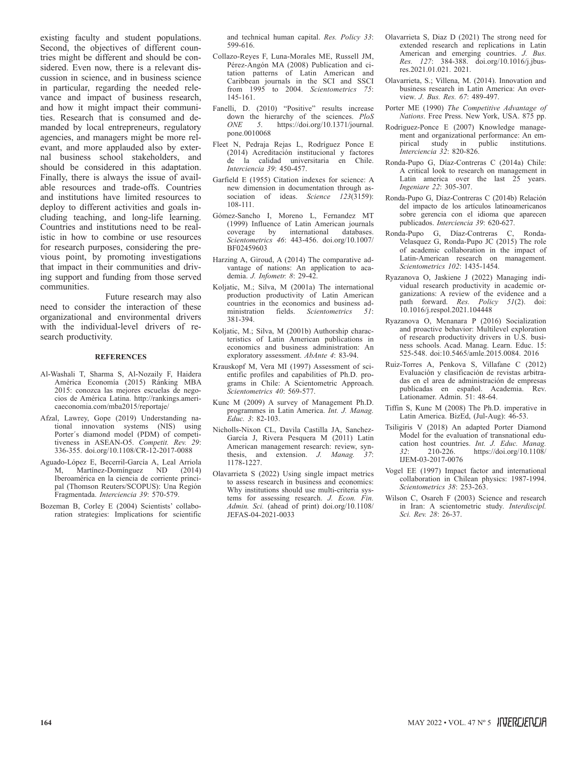existing faculty and student populations. Second, the objectives of different countries might be different and should be considered. Even now, there is a relevant discussion in science, and in business science in particular, regarding the needed relevance and impact of business research, and how it might impact their communities. Research that is consumed and demanded by local entrepreneurs, regulatory agencies, and managers might be more relevant, and more applauded also by external business school stakeholders, and should be considered in this adaptation. Finally, there is always the issue of available resources and trade-offs. Countries and institutions have limited resources to deploy to different activities and goals including teaching, and long-life learning. Countries and institutions need to be realistic in how to combine or use resources for research purposes, considering the previous point, by promoting investigations that impact in their communities and driving support and funding from those served communities.

Future research may also need to consider the interaction of these organizational and environmental drivers with the individual-level drivers of research productivity.

#### REFERENCES

Al-Washali T, Sharma S, Al-Nozaily F, Haidera América Economía (2015) Ránking MBA 2015: conozca las mejores escuelas de negocios de América Latina. http://rankings.americaeconomia.com/mba2015/reportaje/

Afzal, Lawrey, Gope (2019) Understanding national innovation systems (NIS) using Porter´s diamond model (PDM) of competitiveness in ASEAN-O5. *Competit. Rev. 29*: 336-355. doi.org/10.1108/CR-12-2017-0088

Aguado-López E, Becerril-García A, Leal Arriola M, Martínez-Domínguez ND (2014) Iberoamérica en la ciencia de corriente principal (Thomson Reuters/SCOPUS): Una Región Fragmentada. *Interciencia 39*: 570-579.

Bozeman B, Corley E (2004) Scientists' collaboration strategies: Implications for scientific and technical human capital. *Res. Policy 33*: 599-616.

Collazo-Reyes F, Luna-Morales ME, Russell JM, Pérez-Angón MA (2008) Publication and citation patterns of Latin American and Caribbean journals in the SCI and SSCI from 1995 to 2004. *Scientometrics 75*: 145-161.

Fanelli, D. (2010) "Positive" results increase down the hierarchy of the sciences. *PloS ONE 5*. https://doi.org/10.1371/journal.pone.0010068

Fleet N, Pedraja Rejas L, Rodríguez Ponce E (2014) Acreditación institucional y factores de la calidad universitaria en Chile. *Interciencia 39*: 450-457.

Garfield E (1955) Citation indexes for science: A new dimension in documentation through association of ideas. *Science 123*(3159): 108-111.

Gómez-Sancho I, Moreno L, Fernandez MT (1999) Influence of Latin American journals coverage by international databases. *Scientometrics 46*: 443-456. doi.org/10.1007/BF02459603

Harzing A, Giroud, A (2014) The comparative advantage of nations: An application to academia. *J. Infometr. 8*: 29-42.

Koljatic, M.; Silva, M (2001a) The international production productivity of Latin American countries in the economics and business administration fields. *Scientometrics 51*: 381-394.

Koljatic, M.; Silva, M (2001b) Authorship characteristics of Latin American publications in economics and business administration: An exploratory assessment. *AbAnte 4*: 83-94.

Krauskopf M, Vera MI (1997) Assessment of scientific profiles and capabilities of Ph.D. programs in Chile: A Scientometric Approach. *Scientometrics 40*: 569-577.

Kunc M (2009) A survey of Management Ph.D. programmes in Latin America. *Int. J. Manag. Educ. 3*: 82-103.

Nicholls-Nixon CL, Davila Castilla JA, Sanchez-García J, Rivera Pesquera M (2011) Latin American management research: review, synthesis, and extension. *J. Manag. 37*: 1178-1227.

Olavarrieta S (2022) Using single impact metrics to assess research in business and economics: Why institutions should use multi-criteria systems for assessing research. *J. Econ. Fin. Admin. Sci.* (ahead of print) doi.org/10.1108/JEFAS-04-2021-0033

Olavarrieta S, Diaz D (2021) The strong need for extended research and replications in Latin American and emerging countries. *J. Bus. Res. 127*: 384-388. doi.org/10.1016/j.jbusres.2021.01.021. 2021.

Olavarrieta, S.; Villena, M. (2014). Innovation and business research in Latin America: An overview. *J. Bus. Res. 67*: 489-497.

Porter ME (1990) *The Competitive Advantage of Nations*. Free Press. New York, USA. 875 pp.

Rodriguez-Ponce E (2007) Knowledge management and organizational performance: An empirical study in public institutions. *Interciencia 32*: 820-826.

Ronda-Pupo G, Díaz-Contreras C (2014a) Chile: A critical look to research on management in Latin america over the last 25 years. *Ingeniare 22*: 305-307.

Ronda-Pupo G, Díaz-Contreras C (2014b) Relación del impacto de los artículos latinoamericanos sobre gerencia con el idioma que aparecen publicados. *Interciencia 39*: 620-627.

Ronda-Pupo G, Díaz-Contreras C, Ronda-Velasquez G, Ronda-Pupo JC (2015) The role of academic collaboration in the impact of Latin-American research on management. *Scientometrics 102*: 1435-1454.

Ryazanova O, Jaskiene J (2022) Managing individual research productivity in academic organizations: A review of the evidence and a path forward. *Res. Policy 51*(2). doi: 10.1016/j.respol.2021.104448

Ryazanova O, Mcnanara P (2016) Socialization and proactive behavior: Multilevel exploration of research productivity drivers in U.S. business schools. Acad. Manag. Learn. Educ. 15: 525-548. doi:10.5465/amle.2015.0084. 2016

Ruiz-Torres A, Penkova S, Villafane C (2012) Evaluación y clasificación de revistas arbitradas en el area de administración de empresas publicadas en español. Academia. Rev. Lationamer. Admin. 51: 48-64.

Tiffin S, Kunc M (2008) The Ph.D. imperative in Latin America. BizEd, (Jul-Aug): 46-53.

Tsiligiris V (2018) An adapted Porter Diamond Model for the evaluation of transnational education host countries. *Int. J. Educ. Manag. 32*: 210-226. https://doi.org/10.1108/IJEM-03-2017-0076

Vogel EE (1997) Impact factor and international collaboration in Chilean physics: 1987-1994. *Scientometrics 38*: 253-263.

Wilson C, Osareh F (2003) Science and research in Iran: A scientometric study. *Interdiscipl. Sci. Rev. 28*: 26-37.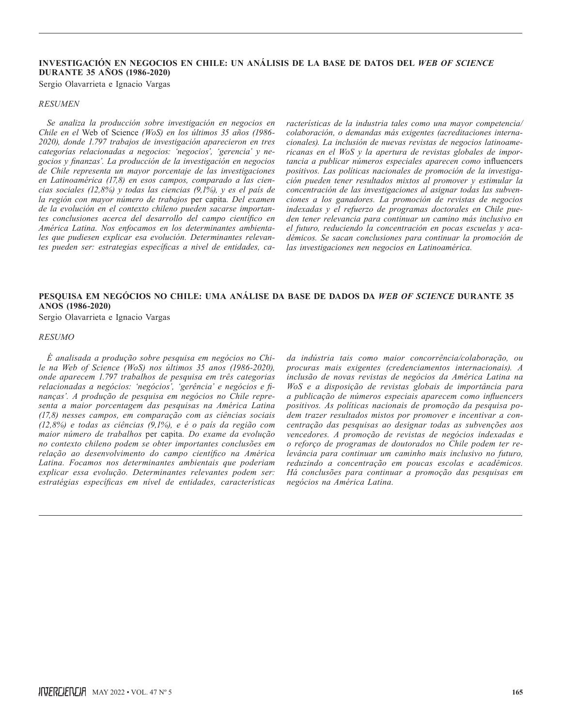### INVESTIGACIÓN EN NEGOCIOS EN CHILE: UN ANÁLISIS DE LA BASE DE DATOS DEL *WEB OF SCIENCE* DURANTE 35 AÑOS (1986-2020)

Sergio Olavarrieta e Ignacio Vargas

*RESUMEN*

*Se analiza la producción sobre investigación en negocios en Chile en el* Web of Science *(WoS) en los últimos 35 años (1986-2020), donde 1.797 trabajos de investigación aparecieron en tres categorías relacionadas a negocios: 'negocios', 'gerencia' y negocios y finanzas'. La producción de la investigación en negocios de Chile representa un mayor porcentaje de las investigaciones en Latinoamérica (17,8) en esos campos, comparado a las ciencias sociales (12,8%) y todas las ciencias (9,1%), y es el país de la región con mayor número de trabajos* per capita*. Del examen de la evolución en el contexto chileno pueden sacarse importantes conclusiones acerca del desarrollo del campo científico en América Latina. Nos enfocamos en los determinantes ambientales que pudiesen explicar esa evolución. Determinantes relevantes pueden ser: estrategias específicas a nivel de entidades, características de la industria tales como una mayor competencia/colaboración, o demandas más exigentes (acreditaciones internacionales). La inclusión de nuevas revistas de negocios latinoamericanas en el WoS y la apertura de revistas globales de importancia a publicar números especiales aparecen como* influencers *positivos. Las políticas nacionales de promoción de la investigación pueden tener resultados mixtos al promover y estimular la concentración de las investigaciones al asignar todas las subvenciones a los ganadores. La promoción de revistas de negocios indexadas y el refuerzo de programas doctorales en Chile pueden tener relevancia para continuar un camino más inclusivo en el futuro, reduciendo la concentración en pocas escuelas y académicos. Se sacan conclusiones para continuar la promoción de las investigaciones nen negocios en Latinoamérica.*

### PESQUISA EM NEGÓCIOS NO CHILE: UMA ANÁLISE DA BASE DE DADOS DA *WEB OF SCIENCE* DURANTE 35 ANOS (1986-2020)

Sergio Olavarrieta e Ignacio Vargas

*RESUMO*

*É analisada a produção sobre pesquisa em negócios no Chile na Web of Science (WoS) nos últimos 35 anos (1986-2020), onde aparecem 1.797 trabalhos de pesquisa em três categorias relacionadas a negócios: 'negócios', 'gerência' e negócios e finanças'. A produção de pesquisa em negócios no Chile representa a maior porcentagem das pesquisas na América Latina (17,8) nesses campos, em comparação com as ciências sociais (12,8%) e todas as ciências (9,1%), e é o país da região com maior número de trabalhos* per capita*. Do exame da evolução no contexto chileno podem se obter importantes conclusões em relação ao desenvolvimento do campo científico na América Latina. Focamos nos determinantes ambientais que poderiam explicar essa evolução. Determinantes relevantes podem ser: estratégias específicas em nível de entidades, características da indústria tais como maior concorrência/colaboração, ou procuras mais exigentes (credenciamentos internacionais). A inclusão de novas revistas de negócios da América Latina na WoS e a disposição de revistas globais de importância para a publicação de números especiais aparecem como influencers positivos. As políticas nacionais de promoção da pesquisa podem trazer resultados mistos por promover e incentivar a concentração das pesquisas ao designar todas as subvenções aos vencedores. A promoção de revistas de negócios indexadas e o reforço de programas de doutorados no Chile podem ter relevância para continuar um caminho mais inclusivo no futuro, reduzindo a concentração em poucas escolas e acadêmicos. Há conclusões para continuar a promoção das pesquisas em negócios na América Latina.*